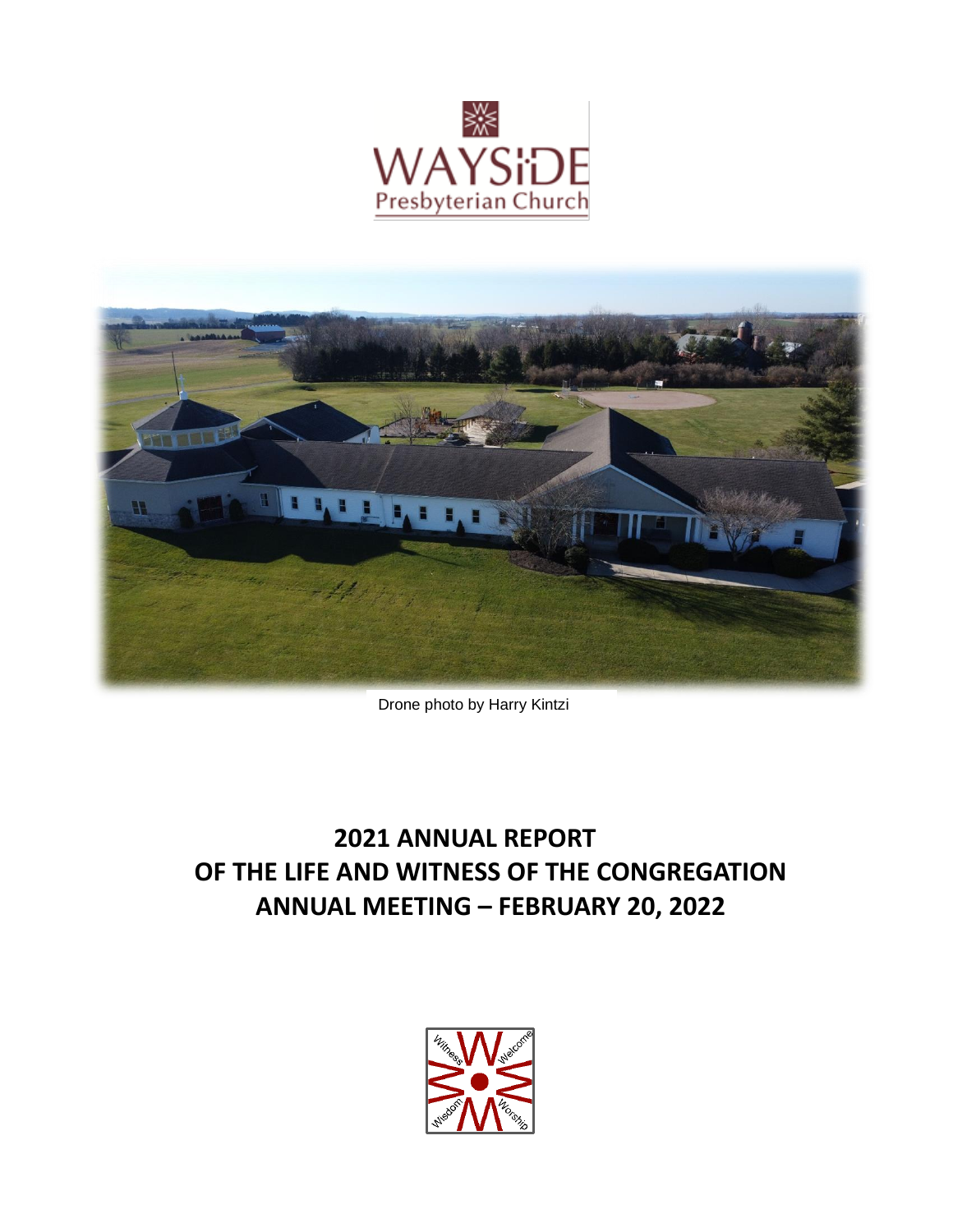WAYSiDE
Presbyterian Church

Drone photo by Harry Kintzi

# 2021 ANNUAL REPORT
# OF THE LIFE AND WITNESS OF THE CONGREGATION
# ANNUAL MEETING – FEBRUARY 20, 2022

Witness Welcome Wisdom Worship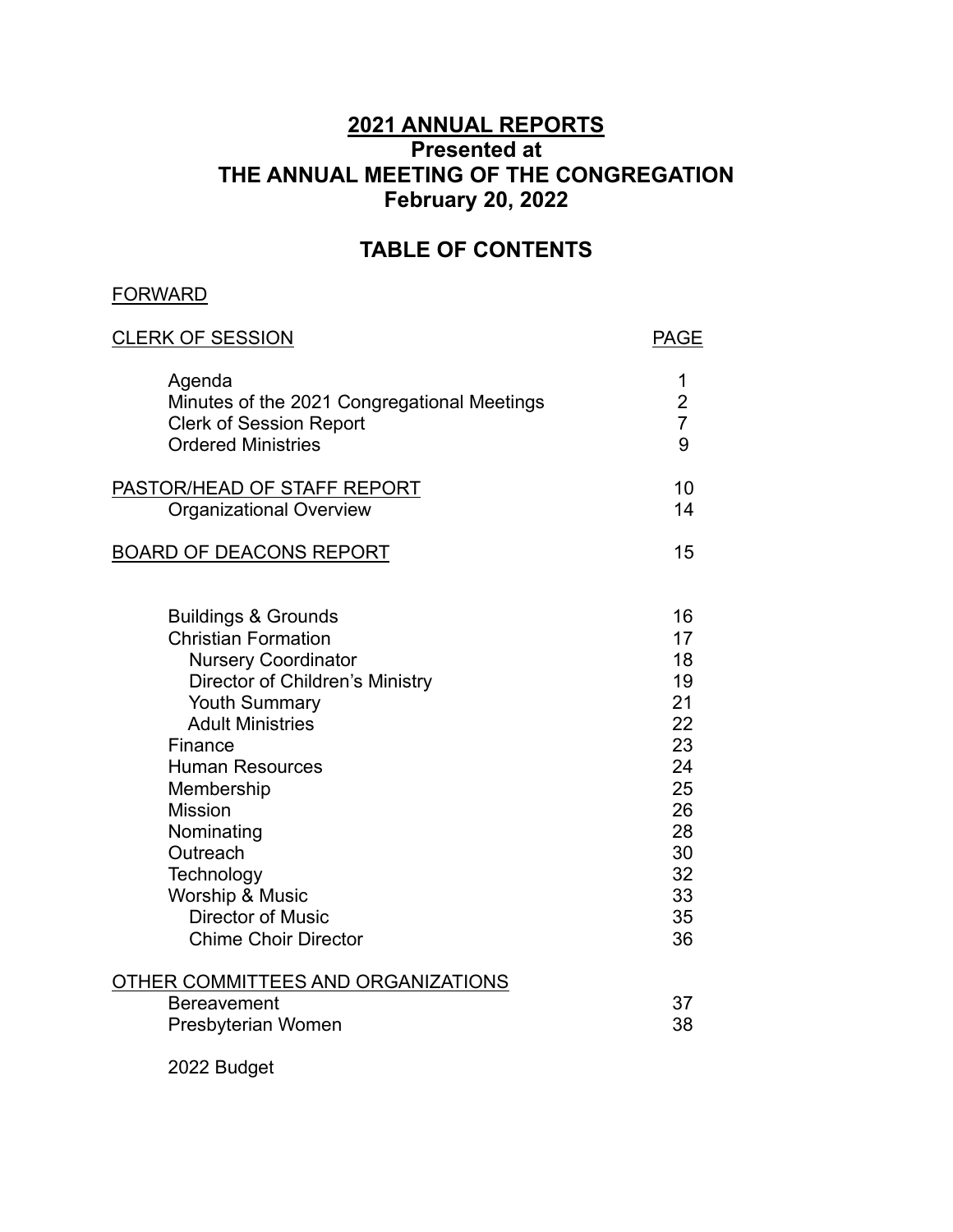# 2021 ANNUAL REPORTS
## Presented at
## THE ANNUAL MEETING OF THE CONGREGATION
## February 20, 2022

## TABLE OF CONTENTS

FORWARD

| | |
|---|---|
| CLERK OF SESSION | PAGE |
| Agenda | 1 |
| Minutes of the 2021 Congregational Meetings | 2 |
| Clerk of Session Report | 7 |
| Ordered Ministries | 9 |
| PASTOR/HEAD OF STAFF REPORT | 10 |
| Organizational Overview | 14 |
| BOARD OF DEACONS REPORT | 15 |
| Buildings & Grounds | 16 |
| Christian Formation | 17 |
| Nursery Coordinator | 18 |
| Director of Children's Ministry | 19 |
| Youth Summary | 21 |
| Adult Ministries | 22 |
| Finance | 23 |
| Human Resources | 24 |
| Membership | 25 |
| Mission | 26 |
| Nominating | 28 |
| Outreach | 30 |
| Technology | 32 |
| Worship & Music | 33 |
| Director of Music | 35 |
| Chime Choir Director | 36 |
| OTHER COMMITTEES AND ORGANIZATIONS | |
| Bereavement | 37 |
| Presbyterian Women | 38 |
| 2022 Budget | |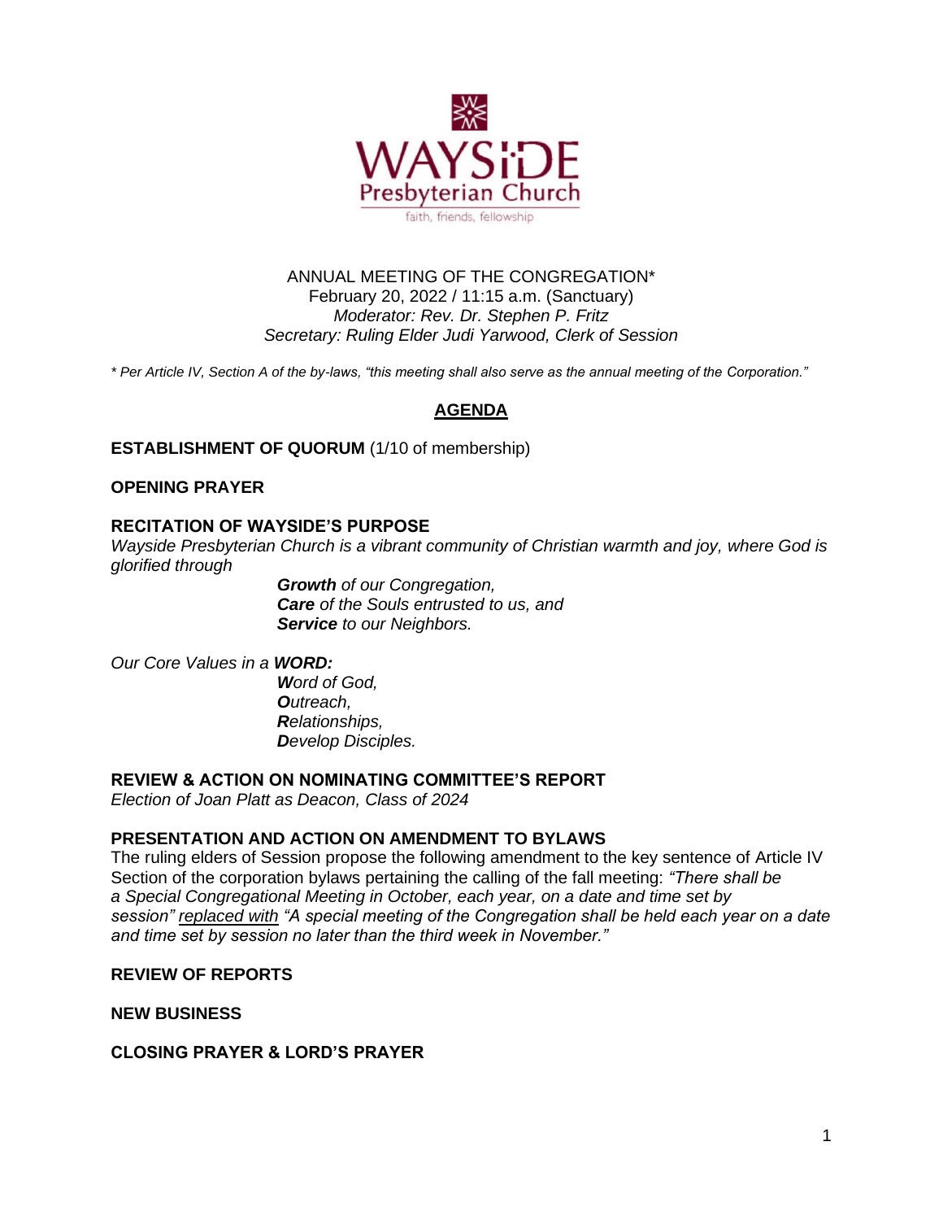WAYSiDE
Presbyterian Church
faith, friends, fellowship

ANNUAL MEETING OF THE CONGREGATION*
February 20, 2022 / 11:15 a.m. (Sanctuary)
*Moderator: Rev. Dr. Stephen P. Fritz*
*Secretary: Ruling Elder Judi Yarwood, Clerk of Session*

*\* Per Article IV, Section A of the by-laws, "this meeting shall also serve as the annual meeting of the Corporation."*

## AGENDA

**ESTABLISHMENT OF QUORUM** (1/10 of membership)

**OPENING PRAYER**

**RECITATION OF WAYSIDE'S PURPOSE**

*Wayside Presbyterian Church is a vibrant community of Christian warmth and joy, where God is glorified through*

> ***Growth*** *of our Congregation,*
> ***Care*** *of the Souls entrusted to us, and*
> ***Service*** *to our Neighbors.*

*Our Core Values in a* ***WORD:***

> ***W****ord of God,*
> ***O****utreach,*
> ***R****elationships,*
> ***D****evelop Disciples.*

**REVIEW & ACTION ON NOMINATING COMMITTEE'S REPORT**

*Election of Joan Platt as Deacon, Class of 2024*

**PRESENTATION AND ACTION ON AMENDMENT TO BYLAWS**

The ruling elders of Session propose the following amendment to the key sentence of Article IV Section of the corporation bylaws pertaining the calling of the fall meeting: *"There shall be a Special Congregational Meeting in October, each year, on a date and time set by session"* replaced with *"A special meeting of the Congregation shall be held each year on a date and time set by session no later than the third week in November."*

**REVIEW OF REPORTS**

**NEW BUSINESS**

**CLOSING PRAYER & LORD'S PRAYER**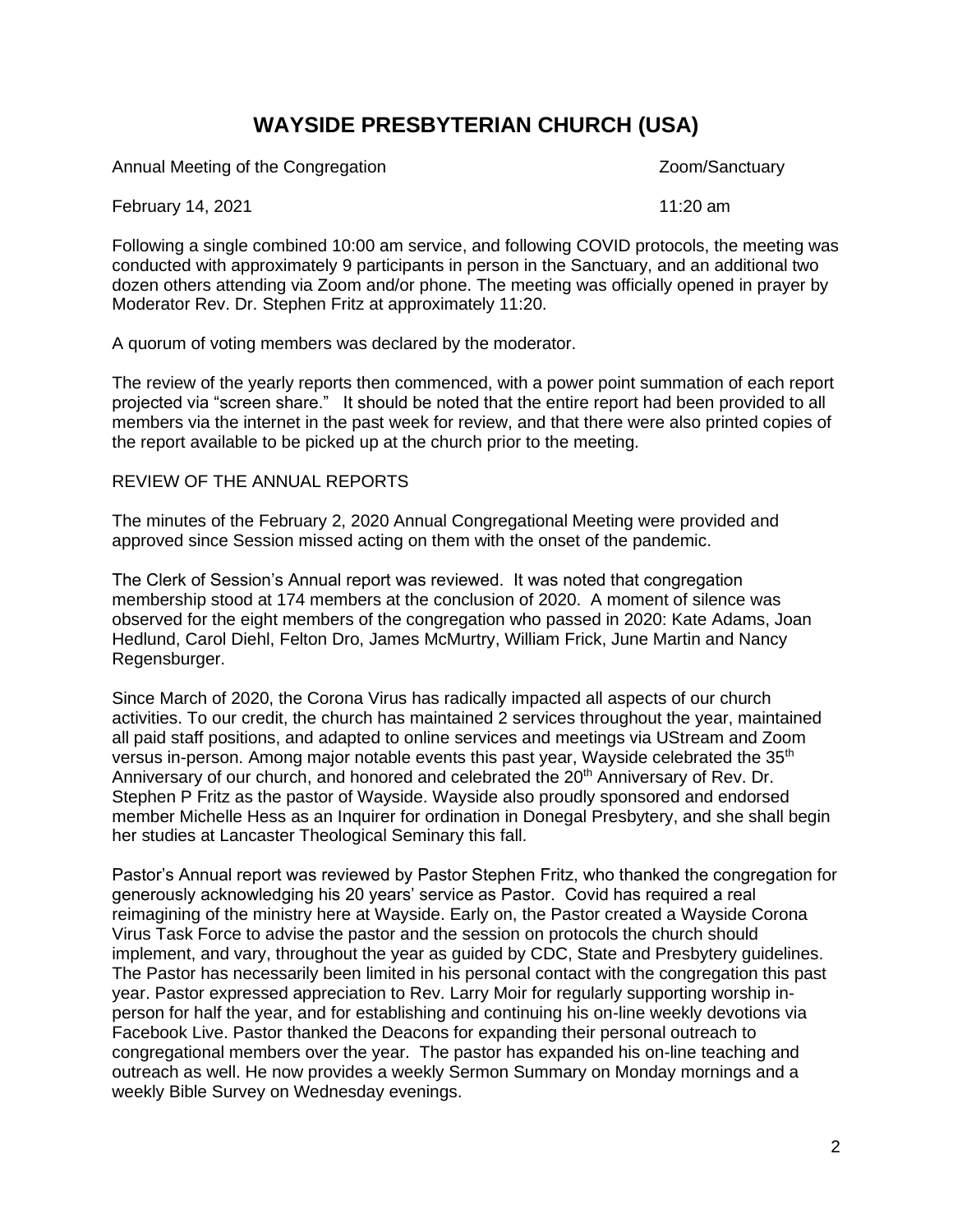# WAYSIDE PRESBYTERIAN CHURCH (USA)

Annual Meeting of the Congregation Zoom/Sanctuary

February 14, 2021 11:20 am

Following a single combined 10:00 am service, and following COVID protocols, the meeting was conducted with approximately 9 participants in person in the Sanctuary, and an additional two dozen others attending via Zoom and/or phone. The meeting was officially opened in prayer by Moderator Rev. Dr. Stephen Fritz at approximately 11:20.

A quorum of voting members was declared by the moderator.

The review of the yearly reports then commenced, with a power point summation of each report projected via "screen share." It should be noted that the entire report had been provided to all members via the internet in the past week for review, and that there were also printed copies of the report available to be picked up at the church prior to the meeting.

REVIEW OF THE ANNUAL REPORTS

The minutes of the February 2, 2020 Annual Congregational Meeting were provided and approved since Session missed acting on them with the onset of the pandemic.

The Clerk of Session's Annual report was reviewed. It was noted that congregation membership stood at 174 members at the conclusion of 2020. A moment of silence was observed for the eight members of the congregation who passed in 2020: Kate Adams, Joan Hedlund, Carol Diehl, Felton Dro, James McMurtry, William Frick, June Martin and Nancy Regensburger.

Since March of 2020, the Corona Virus has radically impacted all aspects of our church activities. To our credit, the church has maintained 2 services throughout the year, maintained all paid staff positions, and adapted to online services and meetings via UStream and Zoom versus in-person. Among major notable events this past year, Wayside celebrated the 35th Anniversary of our church, and honored and celebrated the 20th Anniversary of Rev. Dr. Stephen P Fritz as the pastor of Wayside. Wayside also proudly sponsored and endorsed member Michelle Hess as an Inquirer for ordination in Donegal Presbytery, and she shall begin her studies at Lancaster Theological Seminary this fall.

Pastor's Annual report was reviewed by Pastor Stephen Fritz, who thanked the congregation for generously acknowledging his 20 years' service as Pastor. Covid has required a real reimagining of the ministry here at Wayside. Early on, the Pastor created a Wayside Corona Virus Task Force to advise the pastor and the session on protocols the church should implement, and vary, throughout the year as guided by CDC, State and Presbytery guidelines. The Pastor has necessarily been limited in his personal contact with the congregation this past year. Pastor expressed appreciation to Rev. Larry Moir for regularly supporting worship in-person for half the year, and for establishing and continuing his on-line weekly devotions via Facebook Live. Pastor thanked the Deacons for expanding their personal outreach to congregational members over the year. The pastor has expanded his on-line teaching and outreach as well. He now provides a weekly Sermon Summary on Monday mornings and a weekly Bible Survey on Wednesday evenings.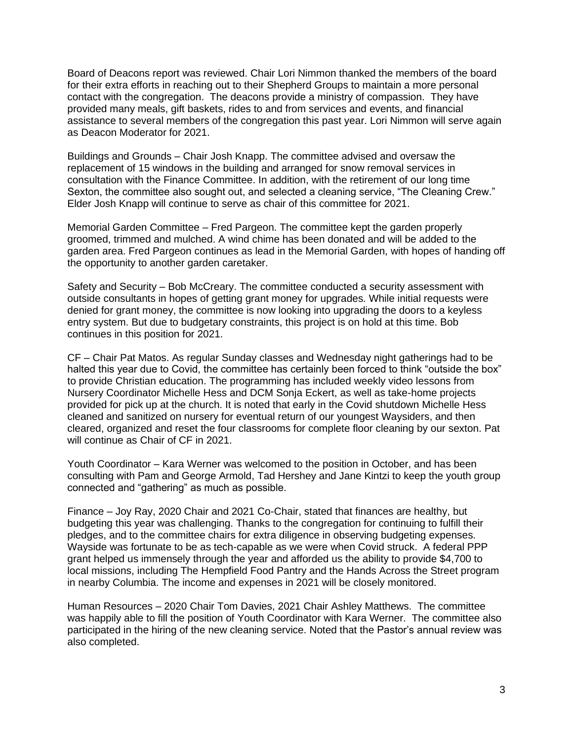Board of Deacons report was reviewed. Chair Lori Nimmon thanked the members of the board for their extra efforts in reaching out to their Shepherd Groups to maintain a more personal contact with the congregation. The deacons provide a ministry of compassion. They have provided many meals, gift baskets, rides to and from services and events, and financial assistance to several members of the congregation this past year. Lori Nimmon will serve again as Deacon Moderator for 2021.

Buildings and Grounds – Chair Josh Knapp. The committee advised and oversaw the replacement of 15 windows in the building and arranged for snow removal services in consultation with the Finance Committee. In addition, with the retirement of our long time Sexton, the committee also sought out, and selected a cleaning service, "The Cleaning Crew." Elder Josh Knapp will continue to serve as chair of this committee for 2021.

Memorial Garden Committee – Fred Pargeon. The committee kept the garden properly groomed, trimmed and mulched. A wind chime has been donated and will be added to the garden area. Fred Pargeon continues as lead in the Memorial Garden, with hopes of handing off the opportunity to another garden caretaker.

Safety and Security – Bob McCreary. The committee conducted a security assessment with outside consultants in hopes of getting grant money for upgrades. While initial requests were denied for grant money, the committee is now looking into upgrading the doors to a keyless entry system. But due to budgetary constraints, this project is on hold at this time. Bob continues in this position for 2021.

CF – Chair Pat Matos. As regular Sunday classes and Wednesday night gatherings had to be halted this year due to Covid, the committee has certainly been forced to think "outside the box" to provide Christian education. The programming has included weekly video lessons from Nursery Coordinator Michelle Hess and DCM Sonja Eckert, as well as take-home projects provided for pick up at the church. It is noted that early in the Covid shutdown Michelle Hess cleaned and sanitized on nursery for eventual return of our youngest Waysiders, and then cleared, organized and reset the four classrooms for complete floor cleaning by our sexton. Pat will continue as Chair of CF in 2021.

Youth Coordinator – Kara Werner was welcomed to the position in October, and has been consulting with Pam and George Armold, Tad Hershey and Jane Kintzi to keep the youth group connected and "gathering" as much as possible.

Finance – Joy Ray, 2020 Chair and 2021 Co-Chair, stated that finances are healthy, but budgeting this year was challenging. Thanks to the congregation for continuing to fulfill their pledges, and to the committee chairs for extra diligence in observing budgeting expenses. Wayside was fortunate to be as tech-capable as we were when Covid struck. A federal PPP grant helped us immensely through the year and afforded us the ability to provide $4,700 to local missions, including The Hempfield Food Pantry and the Hands Across the Street program in nearby Columbia. The income and expenses in 2021 will be closely monitored.

Human Resources – 2020 Chair Tom Davies, 2021 Chair Ashley Matthews. The committee was happily able to fill the position of Youth Coordinator with Kara Werner. The committee also participated in the hiring of the new cleaning service. Noted that the Pastor's annual review was also completed.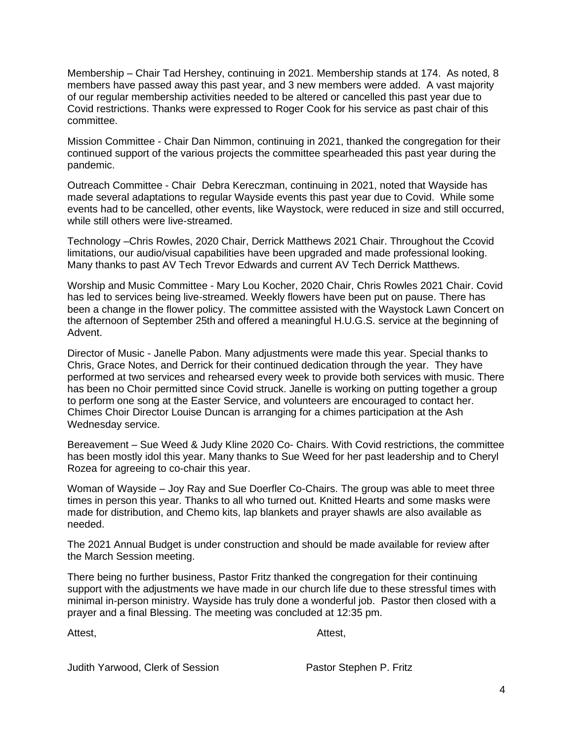Membership – Chair Tad Hershey, continuing in 2021. Membership stands at 174. As noted, 8 members have passed away this past year, and 3 new members were added. A vast majority of our regular membership activities needed to be altered or cancelled this past year due to Covid restrictions. Thanks were expressed to Roger Cook for his service as past chair of this committee.

Mission Committee - Chair Dan Nimmon, continuing in 2021, thanked the congregation for their continued support of the various projects the committee spearheaded this past year during the pandemic.

Outreach Committee - Chair Debra Kereczman, continuing in 2021, noted that Wayside has made several adaptations to regular Wayside events this past year due to Covid. While some events had to be cancelled, other events, like Waystock, were reduced in size and still occurred, while still others were live-streamed.

Technology –Chris Rowles, 2020 Chair, Derrick Matthews 2021 Chair. Throughout the Ccovid limitations, our audio/visual capabilities have been upgraded and made professional looking. Many thanks to past AV Tech Trevor Edwards and current AV Tech Derrick Matthews.

Worship and Music Committee - Mary Lou Kocher, 2020 Chair, Chris Rowles 2021 Chair. Covid has led to services being live-streamed. Weekly flowers have been put on pause. There has been a change in the flower policy. The committee assisted with the Waystock Lawn Concert on the afternoon of September 25th and offered a meaningful H.U.G.S. service at the beginning of Advent.

Director of Music - Janelle Pabon. Many adjustments were made this year. Special thanks to Chris, Grace Notes, and Derrick for their continued dedication through the year. They have performed at two services and rehearsed every week to provide both services with music. There has been no Choir permitted since Covid struck. Janelle is working on putting together a group to perform one song at the Easter Service, and volunteers are encouraged to contact her. Chimes Choir Director Louise Duncan is arranging for a chimes participation at the Ash Wednesday service.

Bereavement – Sue Weed & Judy Kline 2020 Co- Chairs. With Covid restrictions, the committee has been mostly idol this year. Many thanks to Sue Weed for her past leadership and to Cheryl Rozea for agreeing to co-chair this year.

Woman of Wayside – Joy Ray and Sue Doerfler Co-Chairs. The group was able to meet three times in person this year. Thanks to all who turned out. Knitted Hearts and some masks were made for distribution, and Chemo kits, lap blankets and prayer shawls are also available as needed.

The 2021 Annual Budget is under construction and should be made available for review after the March Session meeting.

There being no further business, Pastor Fritz thanked the congregation for their continuing support with the adjustments we have made in our church life due to these stressful times with minimal in-person ministry. Wayside has truly done a wonderful job. Pastor then closed with a prayer and a final Blessing. The meeting was concluded at 12:35 pm.

Attest, Attest,

Judith Yarwood, Clerk of Session Pastor Stephen P. Fritz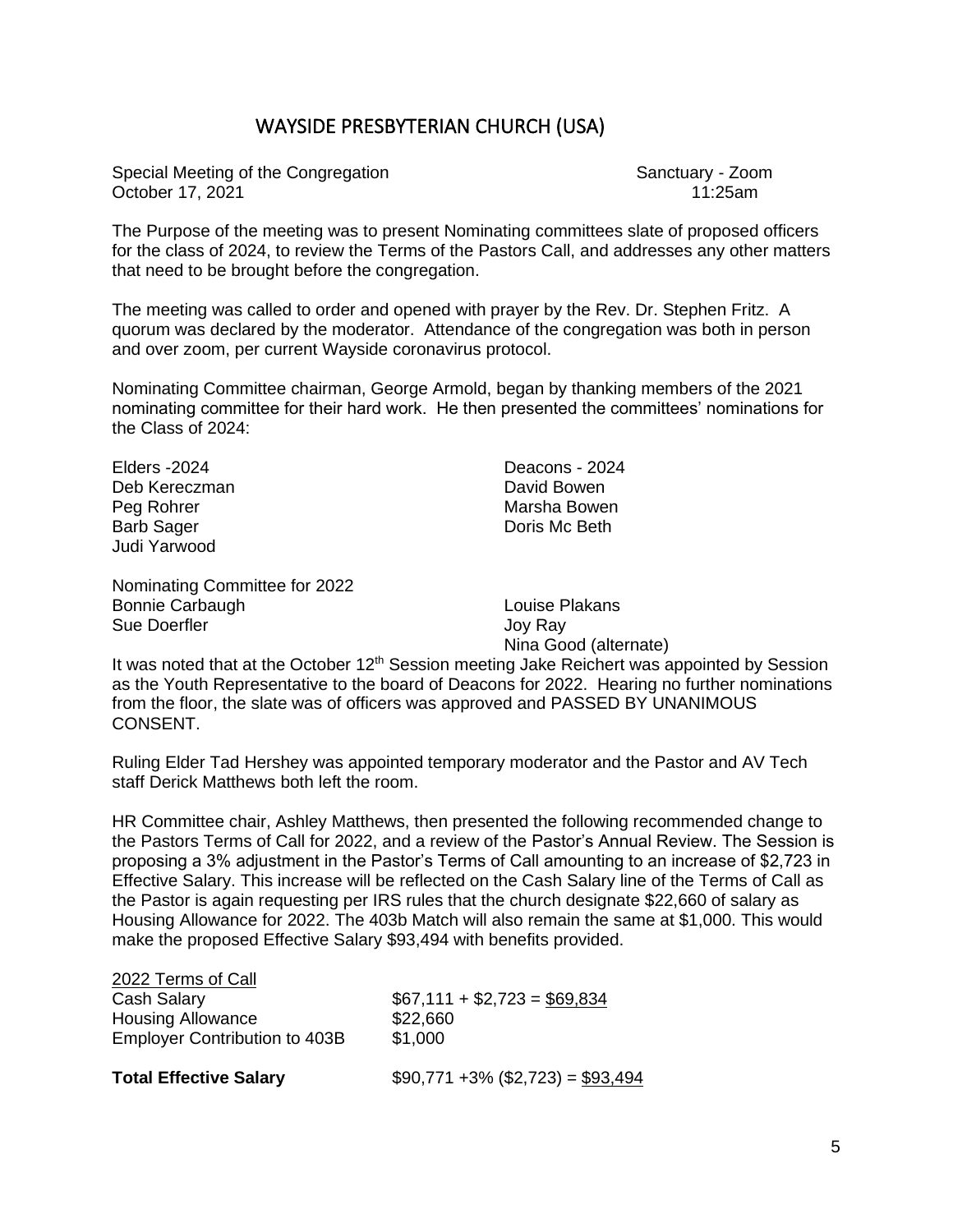# WAYSIDE PRESBYTERIAN CHURCH (USA)

Special Meeting of the Congregation — Sanctuary - Zoom
October 17, 2021 — 11:25am

The Purpose of the meeting was to present Nominating committees slate of proposed officers for the class of 2024, to review the Terms of the Pastors Call, and addresses any other matters that need to be brought before the congregation.

The meeting was called to order and opened with prayer by the Rev. Dr. Stephen Fritz. A quorum was declared by the moderator. Attendance of the congregation was both in person and over zoom, per current Wayside coronavirus protocol.

Nominating Committee chairman, George Armold, began by thanking members of the 2021 nominating committee for their hard work. He then presented the committees' nominations for the Class of 2024:

| Elders -2024 | Deacons - 2024 |
| --- | --- |
| Deb Kereczman | David Bowen |
| Peg Rohrer | Marsha Bowen |
| Barb Sager | Doris Mc Beth |
| Judi Yarwood | |

| Nominating Committee for 2022 | |
| --- | --- |
| Bonnie Carbaugh | Louise Plakans |
| Sue Doerfler | Joy Ray |
| | Nina Good (alternate) |

It was noted that at the October 12th Session meeting Jake Reichert was appointed by Session as the Youth Representative to the board of Deacons for 2022. Hearing no further nominations from the floor, the slate was of officers was approved and PASSED BY UNANIMOUS CONSENT.

Ruling Elder Tad Hershey was appointed temporary moderator and the Pastor and AV Tech staff Derick Matthews both left the room.

HR Committee chair, Ashley Matthews, then presented the following recommended change to the Pastors Terms of Call for 2022, and a review of the Pastor's Annual Review. The Session is proposing a 3% adjustment in the Pastor's Terms of Call amounting to an increase of $2,723 in Effective Salary. This increase will be reflected on the Cash Salary line of the Terms of Call as the Pastor is again requesting per IRS rules that the church designate $22,660 of salary as Housing Allowance for 2022. The 403b Match will also remain the same at $1,000. This would make the proposed Effective Salary $93,494 with benefits provided.

| 2022 Terms of Call | |
| --- | --- |
| Cash Salary | $67,111 + $2,723 = $69,834 |
| Housing Allowance | $22,660 |
| Employer Contribution to 403B | $1,000 |
| **Total Effective Salary** | $90,771 +3% ($2,723) = $93,494 |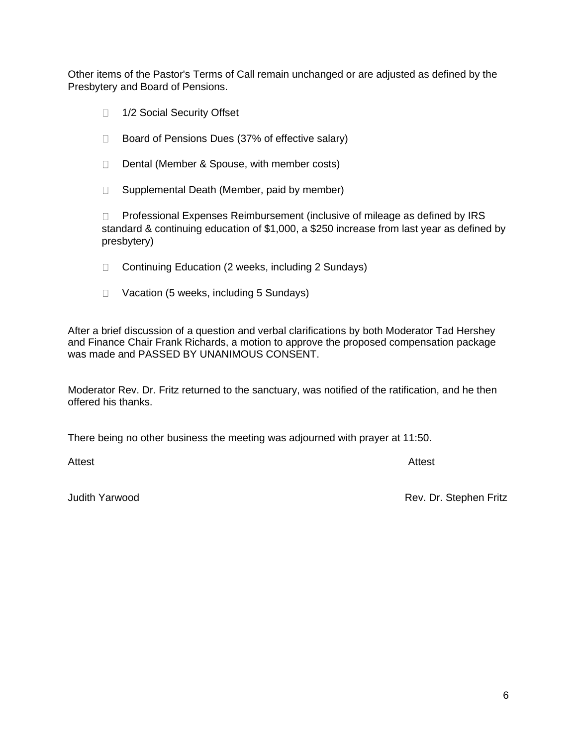Other items of the Pastor's Terms of Call remain unchanged or are adjusted as defined by the Presbytery and Board of Pensions.

- 1/2 Social Security Offset
- Board of Pensions Dues (37% of effective salary)
- Dental (Member & Spouse, with member costs)
- Supplemental Death (Member, paid by member)
- Professional Expenses Reimbursement (inclusive of mileage as defined by IRS standard & continuing education of $1,000, a $250 increase from last year as defined by presbytery)
- Continuing Education (2 weeks, including 2 Sundays)
- Vacation (5 weeks, including 5 Sundays)

After a brief discussion of a question and verbal clarifications by both Moderator Tad Hershey and Finance Chair Frank Richards, a motion to approve the proposed compensation package was made and PASSED BY UNANIMOUS CONSENT.

Moderator Rev. Dr. Fritz returned to the sanctuary, was notified of the ratification, and he then offered his thanks.

There being no other business the meeting was adjourned with prayer at 11:50.

Attest                                                                                                    Attest

Judith Yarwood                                                                                    Rev. Dr. Stephen Fritz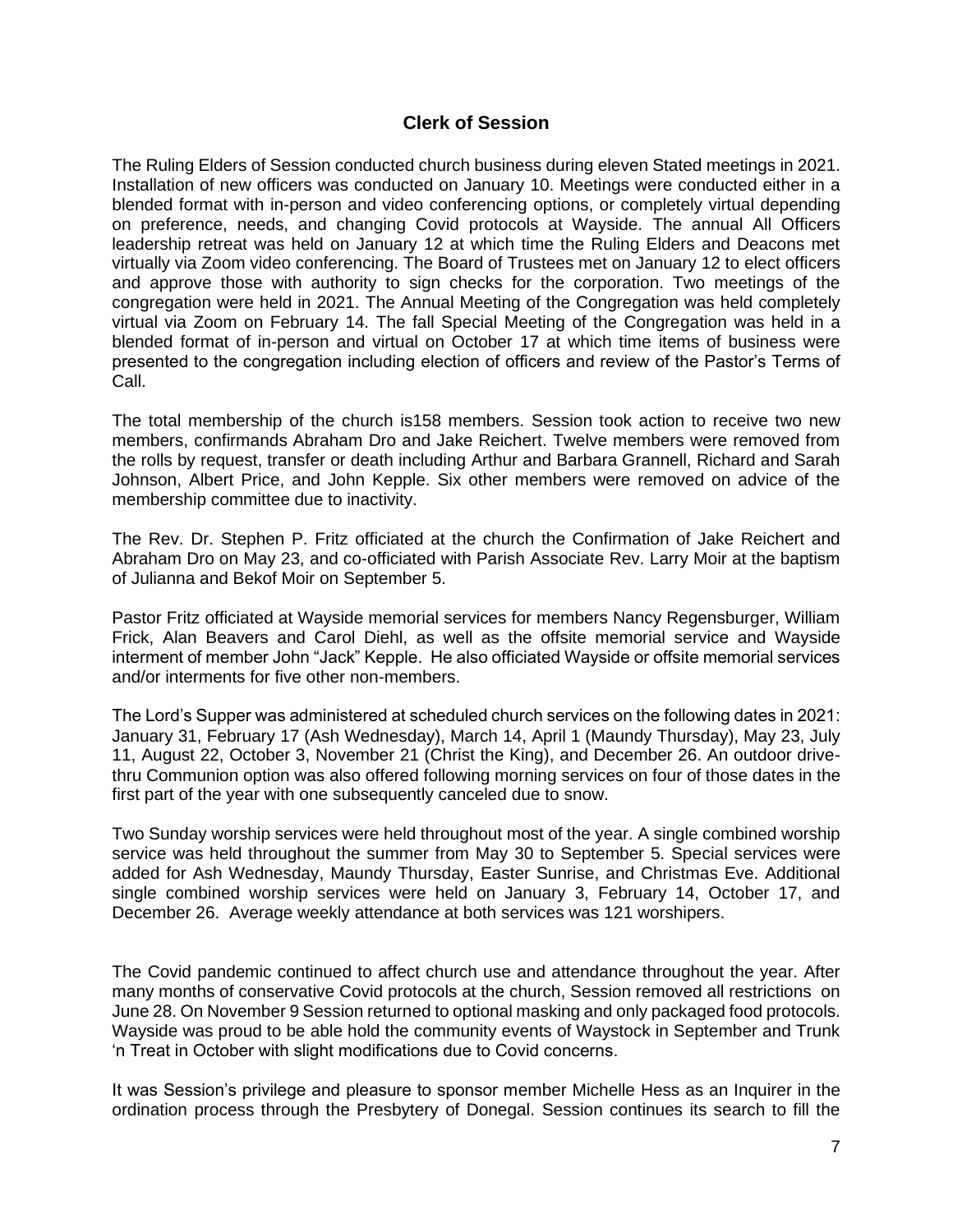## Clerk of Session

The Ruling Elders of Session conducted church business during eleven Stated meetings in 2021. Installation of new officers was conducted on January 10. Meetings were conducted either in a blended format with in-person and video conferencing options, or completely virtual depending on preference, needs, and changing Covid protocols at Wayside. The annual All Officers leadership retreat was held on January 12 at which time the Ruling Elders and Deacons met virtually via Zoom video conferencing. The Board of Trustees met on January 12 to elect officers and approve those with authority to sign checks for the corporation. Two meetings of the congregation were held in 2021. The Annual Meeting of the Congregation was held completely virtual via Zoom on February 14. The fall Special Meeting of the Congregation was held in a blended format of in-person and virtual on October 17 at which time items of business were presented to the congregation including election of officers and review of the Pastor's Terms of Call.

The total membership of the church is158 members. Session took action to receive two new members, confirmands Abraham Dro and Jake Reichert. Twelve members were removed from the rolls by request, transfer or death including Arthur and Barbara Grannell, Richard and Sarah Johnson, Albert Price, and John Kepple. Six other members were removed on advice of the membership committee due to inactivity.

The Rev. Dr. Stephen P. Fritz officiated at the church the Confirmation of Jake Reichert and Abraham Dro on May 23, and co-officiated with Parish Associate Rev. Larry Moir at the baptism of Julianna and Bekof Moir on September 5.

Pastor Fritz officiated at Wayside memorial services for members Nancy Regensburger, William Frick, Alan Beavers and Carol Diehl, as well as the offsite memorial service and Wayside interment of member John "Jack" Kepple. He also officiated Wayside or offsite memorial services and/or interments for five other non-members.

The Lord's Supper was administered at scheduled church services on the following dates in 2021: January 31, February 17 (Ash Wednesday), March 14, April 1 (Maundy Thursday), May 23, July 11, August 22, October 3, November 21 (Christ the King), and December 26. An outdoor drive-thru Communion option was also offered following morning services on four of those dates in the first part of the year with one subsequently canceled due to snow.

Two Sunday worship services were held throughout most of the year. A single combined worship service was held throughout the summer from May 30 to September 5. Special services were added for Ash Wednesday, Maundy Thursday, Easter Sunrise, and Christmas Eve. Additional single combined worship services were held on January 3, February 14, October 17, and December 26. Average weekly attendance at both services was 121 worshipers.

The Covid pandemic continued to affect church use and attendance throughout the year. After many months of conservative Covid protocols at the church, Session removed all restrictions on June 28. On November 9 Session returned to optional masking and only packaged food protocols. Wayside was proud to be able hold the community events of Waystock in September and Trunk 'n Treat in October with slight modifications due to Covid concerns.

It was Session's privilege and pleasure to sponsor member Michelle Hess as an Inquirer in the ordination process through the Presbytery of Donegal. Session continues its search to fill the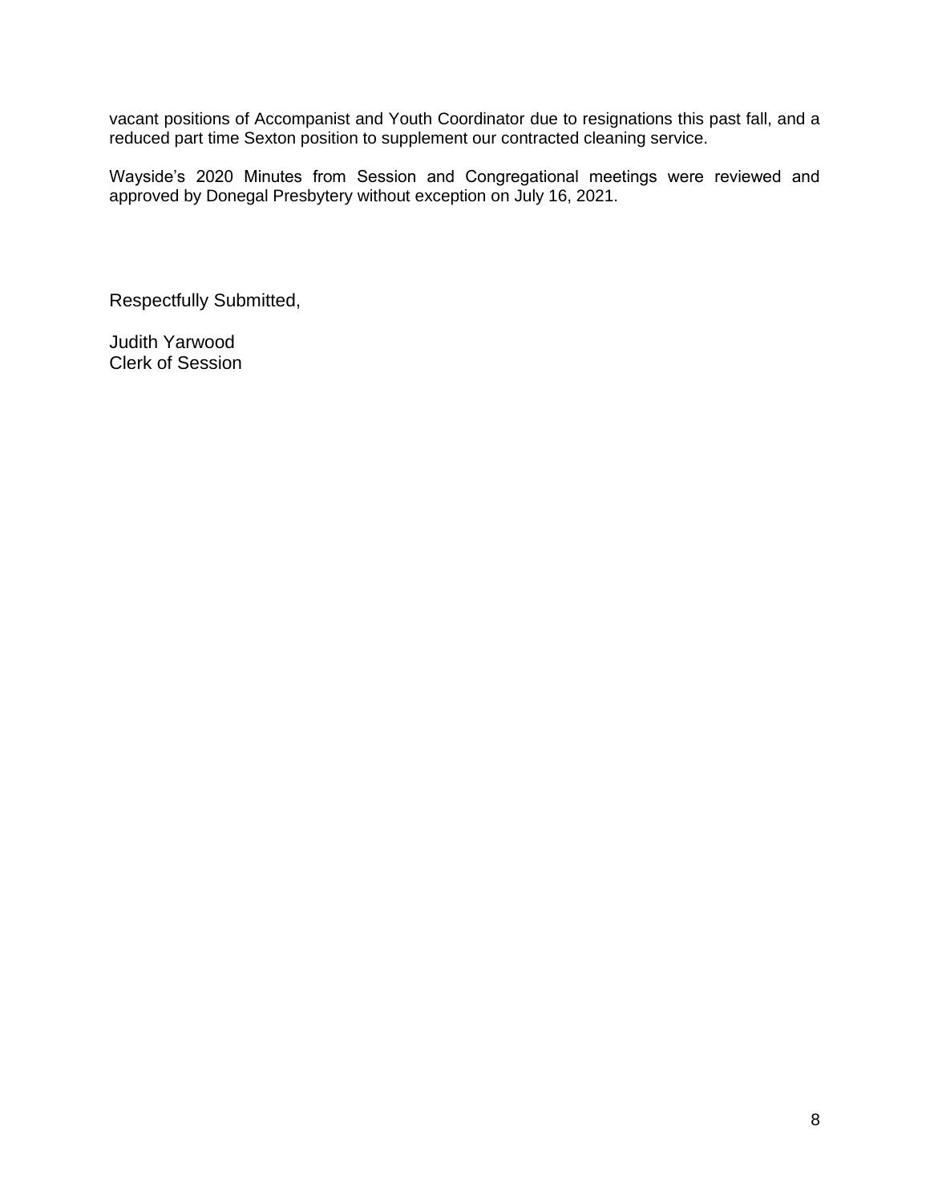vacant positions of Accompanist and Youth Coordinator due to resignations this past fall, and a reduced part time Sexton position to supplement our contracted cleaning service.

Wayside's 2020 Minutes from Session and Congregational meetings were reviewed and approved by Donegal Presbytery without exception on July 16, 2021.

Respectfully Submitted,

Judith Yarwood
Clerk of Session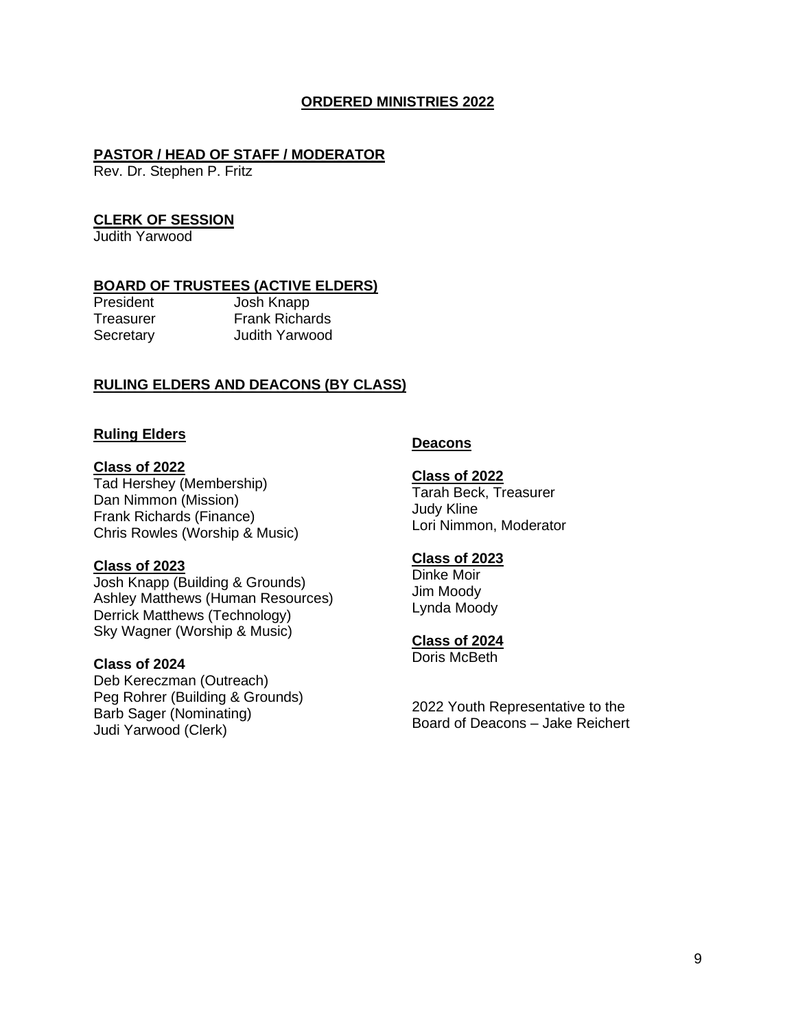# ORDERED MINISTRIES 2022

## PASTOR / HEAD OF STAFF / MODERATOR

Rev. Dr. Stephen P. Fritz

## CLERK OF SESSION

Judith Yarwood

## BOARD OF TRUSTEES (ACTIVE ELDERS)

| | |
|---|---|
| President | Josh Knapp |
| Treasurer | Frank Richards |
| Secretary | Judith Yarwood |

## RULING ELDERS AND DEACONS (BY CLASS)

### Ruling Elders

**Class of 2022**

Tad Hershey (Membership)
Dan Nimmon (Mission)
Frank Richards (Finance)
Chris Rowles (Worship & Music)

**Class of 2023**

Josh Knapp (Building & Grounds)
Ashley Matthews (Human Resources)
Derrick Matthews (Technology)
Sky Wagner (Worship & Music)

**Class of 2024**

Deb Kereczman (Outreach)
Peg Rohrer (Building & Grounds)
Barb Sager (Nominating)
Judi Yarwood (Clerk)

### Deacons

**Class of 2022**

Tarah Beck, Treasurer
Judy Kline
Lori Nimmon, Moderator

**Class of 2023**

Dinke Moir
Jim Moody
Lynda Moody

**Class of 2024**

Doris McBeth

2022 Youth Representative to the Board of Deacons – Jake Reichert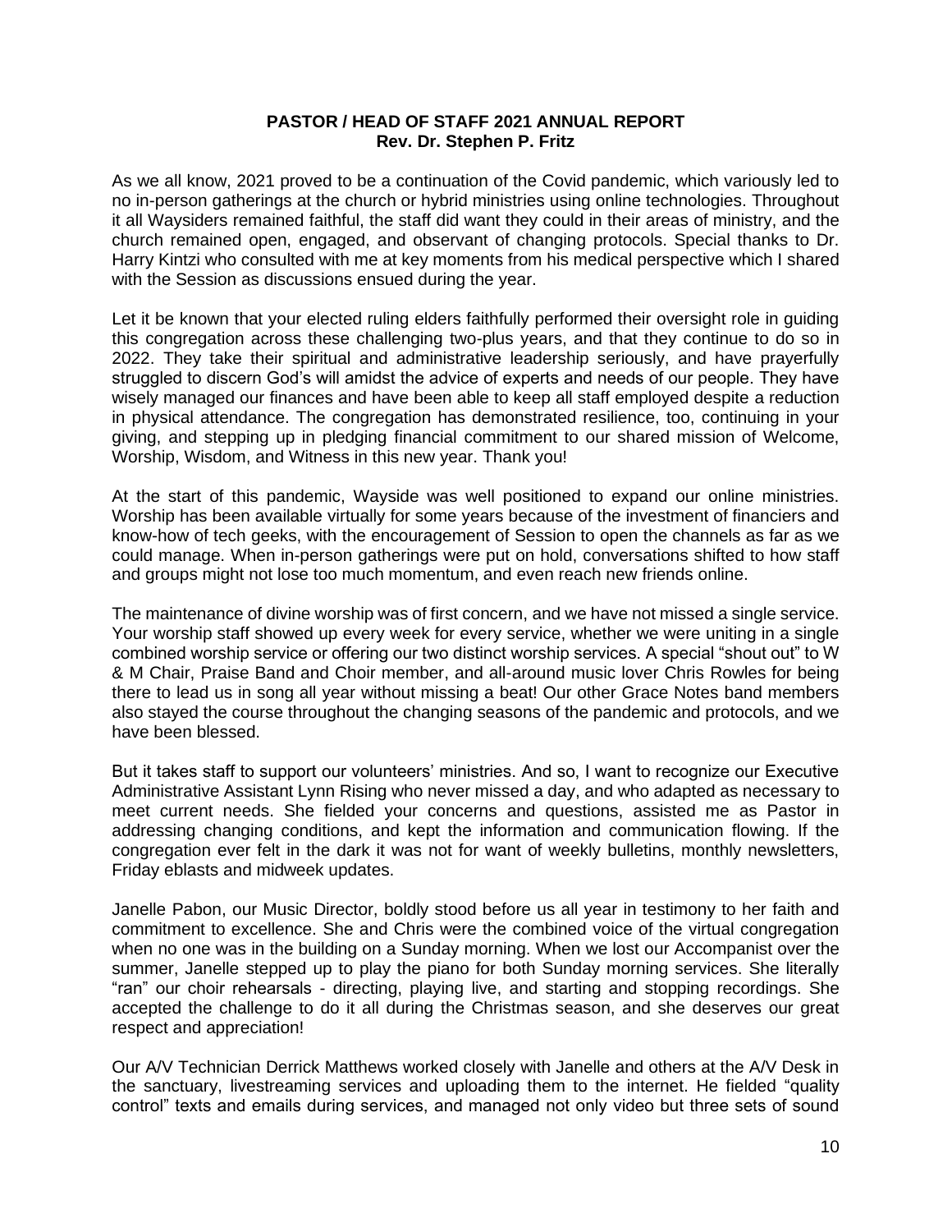**PASTOR / HEAD OF STAFF 2021 ANNUAL REPORT**
**Rev. Dr. Stephen P. Fritz**

As we all know, 2021 proved to be a continuation of the Covid pandemic, which variously led to no in-person gatherings at the church or hybrid ministries using online technologies. Throughout it all Waysiders remained faithful, the staff did want they could in their areas of ministry, and the church remained open, engaged, and observant of changing protocols. Special thanks to Dr. Harry Kintzi who consulted with me at key moments from his medical perspective which I shared with the Session as discussions ensued during the year.

Let it be known that your elected ruling elders faithfully performed their oversight role in guiding this congregation across these challenging two-plus years, and that they continue to do so in 2022. They take their spiritual and administrative leadership seriously, and have prayerfully struggled to discern God's will amidst the advice of experts and needs of our people. They have wisely managed our finances and have been able to keep all staff employed despite a reduction in physical attendance. The congregation has demonstrated resilience, too, continuing in your giving, and stepping up in pledging financial commitment to our shared mission of Welcome, Worship, Wisdom, and Witness in this new year. Thank you!

At the start of this pandemic, Wayside was well positioned to expand our online ministries. Worship has been available virtually for some years because of the investment of financiers and know-how of tech geeks, with the encouragement of Session to open the channels as far as we could manage. When in-person gatherings were put on hold, conversations shifted to how staff and groups might not lose too much momentum, and even reach new friends online.

The maintenance of divine worship was of first concern, and we have not missed a single service. Your worship staff showed up every week for every service, whether we were uniting in a single combined worship service or offering our two distinct worship services. A special "shout out" to W & M Chair, Praise Band and Choir member, and all-around music lover Chris Rowles for being there to lead us in song all year without missing a beat! Our other Grace Notes band members also stayed the course throughout the changing seasons of the pandemic and protocols, and we have been blessed.

But it takes staff to support our volunteers' ministries. And so, I want to recognize our Executive Administrative Assistant Lynn Rising who never missed a day, and who adapted as necessary to meet current needs. She fielded your concerns and questions, assisted me as Pastor in addressing changing conditions, and kept the information and communication flowing. If the congregation ever felt in the dark it was not for want of weekly bulletins, monthly newsletters, Friday eblasts and midweek updates.

Janelle Pabon, our Music Director, boldly stood before us all year in testimony to her faith and commitment to excellence. She and Chris were the combined voice of the virtual congregation when no one was in the building on a Sunday morning. When we lost our Accompanist over the summer, Janelle stepped up to play the piano for both Sunday morning services. She literally "ran" our choir rehearsals - directing, playing live, and starting and stopping recordings. She accepted the challenge to do it all during the Christmas season, and she deserves our great respect and appreciation!

Our A/V Technician Derrick Matthews worked closely with Janelle and others at the A/V Desk in the sanctuary, livestreaming services and uploading them to the internet. He fielded "quality control" texts and emails during services, and managed not only video but three sets of sound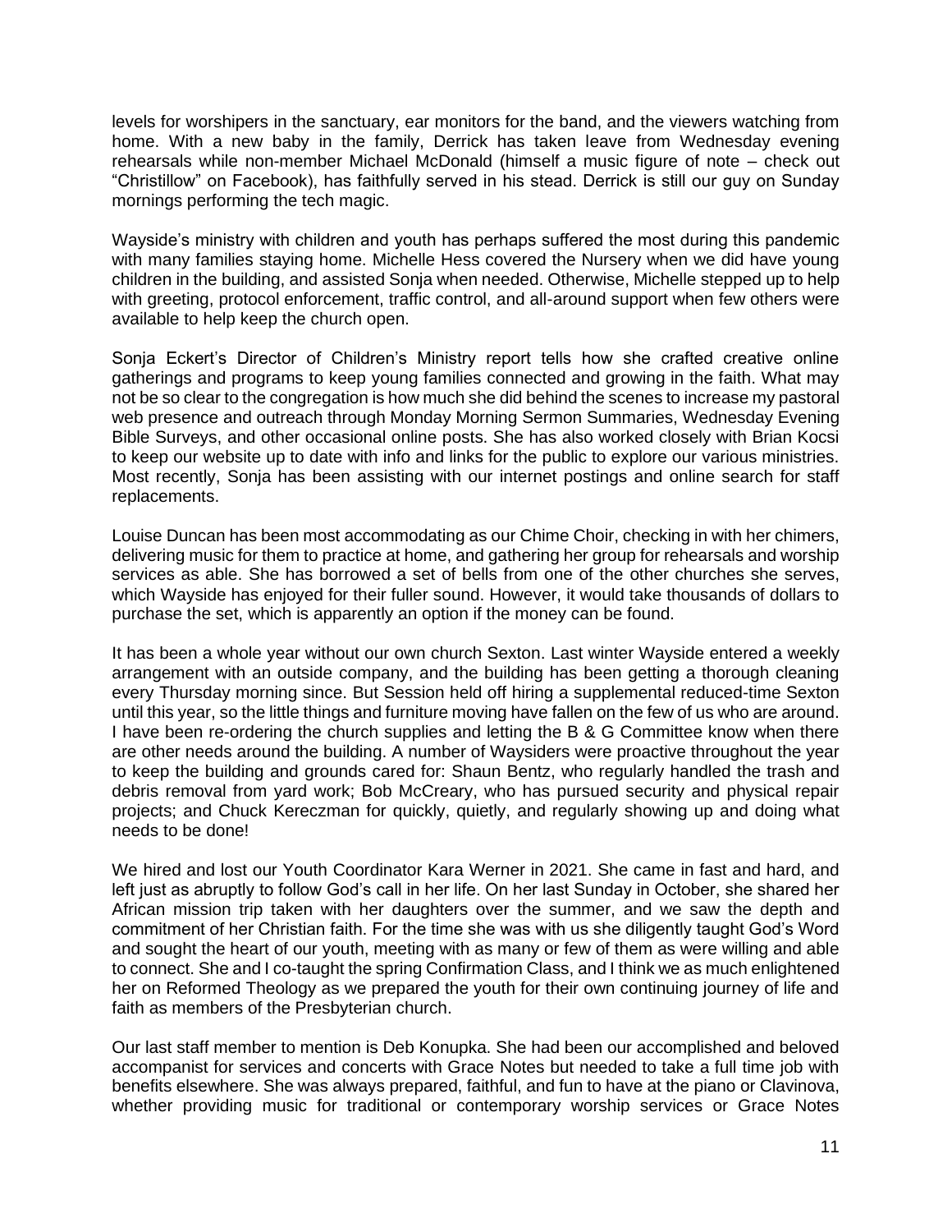levels for worshipers in the sanctuary, ear monitors for the band, and the viewers watching from home. With a new baby in the family, Derrick has taken leave from Wednesday evening rehearsals while non-member Michael McDonald (himself a music figure of note – check out "Christillow" on Facebook), has faithfully served in his stead. Derrick is still our guy on Sunday mornings performing the tech magic.

Wayside's ministry with children and youth has perhaps suffered the most during this pandemic with many families staying home. Michelle Hess covered the Nursery when we did have young children in the building, and assisted Sonja when needed. Otherwise, Michelle stepped up to help with greeting, protocol enforcement, traffic control, and all-around support when few others were available to help keep the church open.

Sonja Eckert's Director of Children's Ministry report tells how she crafted creative online gatherings and programs to keep young families connected and growing in the faith. What may not be so clear to the congregation is how much she did behind the scenes to increase my pastoral web presence and outreach through Monday Morning Sermon Summaries, Wednesday Evening Bible Surveys, and other occasional online posts. She has also worked closely with Brian Kocsi to keep our website up to date with info and links for the public to explore our various ministries. Most recently, Sonja has been assisting with our internet postings and online search for staff replacements.

Louise Duncan has been most accommodating as our Chime Choir, checking in with her chimers, delivering music for them to practice at home, and gathering her group for rehearsals and worship services as able. She has borrowed a set of bells from one of the other churches she serves, which Wayside has enjoyed for their fuller sound. However, it would take thousands of dollars to purchase the set, which is apparently an option if the money can be found.

It has been a whole year without our own church Sexton. Last winter Wayside entered a weekly arrangement with an outside company, and the building has been getting a thorough cleaning every Thursday morning since. But Session held off hiring a supplemental reduced-time Sexton until this year, so the little things and furniture moving have fallen on the few of us who are around. I have been re-ordering the church supplies and letting the B & G Committee know when there are other needs around the building. A number of Waysiders were proactive throughout the year to keep the building and grounds cared for: Shaun Bentz, who regularly handled the trash and debris removal from yard work; Bob McCreary, who has pursued security and physical repair projects; and Chuck Kereczman for quickly, quietly, and regularly showing up and doing what needs to be done!

We hired and lost our Youth Coordinator Kara Werner in 2021. She came in fast and hard, and left just as abruptly to follow God's call in her life. On her last Sunday in October, she shared her African mission trip taken with her daughters over the summer, and we saw the depth and commitment of her Christian faith. For the time she was with us she diligently taught God's Word and sought the heart of our youth, meeting with as many or few of them as were willing and able to connect. She and I co-taught the spring Confirmation Class, and I think we as much enlightened her on Reformed Theology as we prepared the youth for their own continuing journey of life and faith as members of the Presbyterian church.

Our last staff member to mention is Deb Konupka. She had been our accomplished and beloved accompanist for services and concerts with Grace Notes but needed to take a full time job with benefits elsewhere. She was always prepared, faithful, and fun to have at the piano or Clavinova, whether providing music for traditional or contemporary worship services or Grace Notes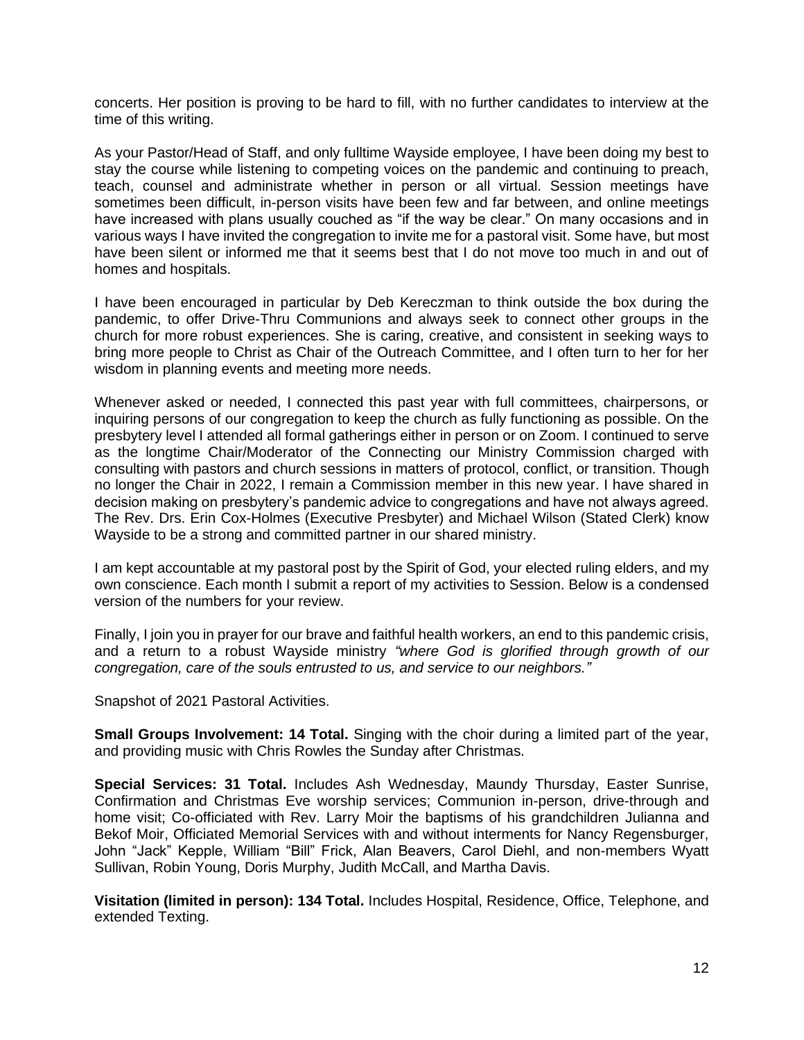concerts. Her position is proving to be hard to fill, with no further candidates to interview at the time of this writing.

As your Pastor/Head of Staff, and only fulltime Wayside employee, I have been doing my best to stay the course while listening to competing voices on the pandemic and continuing to preach, teach, counsel and administrate whether in person or all virtual. Session meetings have sometimes been difficult, in-person visits have been few and far between, and online meetings have increased with plans usually couched as "if the way be clear." On many occasions and in various ways I have invited the congregation to invite me for a pastoral visit. Some have, but most have been silent or informed me that it seems best that I do not move too much in and out of homes and hospitals.

I have been encouraged in particular by Deb Kereczman to think outside the box during the pandemic, to offer Drive-Thru Communions and always seek to connect other groups in the church for more robust experiences. She is caring, creative, and consistent in seeking ways to bring more people to Christ as Chair of the Outreach Committee, and I often turn to her for her wisdom in planning events and meeting more needs.

Whenever asked or needed, I connected this past year with full committees, chairpersons, or inquiring persons of our congregation to keep the church as fully functioning as possible. On the presbytery level I attended all formal gatherings either in person or on Zoom. I continued to serve as the longtime Chair/Moderator of the Connecting our Ministry Commission charged with consulting with pastors and church sessions in matters of protocol, conflict, or transition. Though no longer the Chair in 2022, I remain a Commission member in this new year. I have shared in decision making on presbytery's pandemic advice to congregations and have not always agreed. The Rev. Drs. Erin Cox-Holmes (Executive Presbyter) and Michael Wilson (Stated Clerk) know Wayside to be a strong and committed partner in our shared ministry.

I am kept accountable at my pastoral post by the Spirit of God, your elected ruling elders, and my own conscience. Each month I submit a report of my activities to Session. Below is a condensed version of the numbers for your review.

Finally, I join you in prayer for our brave and faithful health workers, an end to this pandemic crisis, and a return to a robust Wayside ministry *"where God is glorified through growth of our congregation, care of the souls entrusted to us, and service to our neighbors."*

Snapshot of 2021 Pastoral Activities.

**Small Groups Involvement: 14 Total.** Singing with the choir during a limited part of the year, and providing music with Chris Rowles the Sunday after Christmas.

**Special Services: 31 Total.** Includes Ash Wednesday, Maundy Thursday, Easter Sunrise, Confirmation and Christmas Eve worship services; Communion in-person, drive-through and home visit; Co-officiated with Rev. Larry Moir the baptisms of his grandchildren Julianna and Bekof Moir, Officiated Memorial Services with and without interments for Nancy Regensburger, John "Jack" Kepple, William "Bill" Frick, Alan Beavers, Carol Diehl, and non-members Wyatt Sullivan, Robin Young, Doris Murphy, Judith McCall, and Martha Davis.

**Visitation (limited in person): 134 Total.** Includes Hospital, Residence, Office, Telephone, and extended Texting.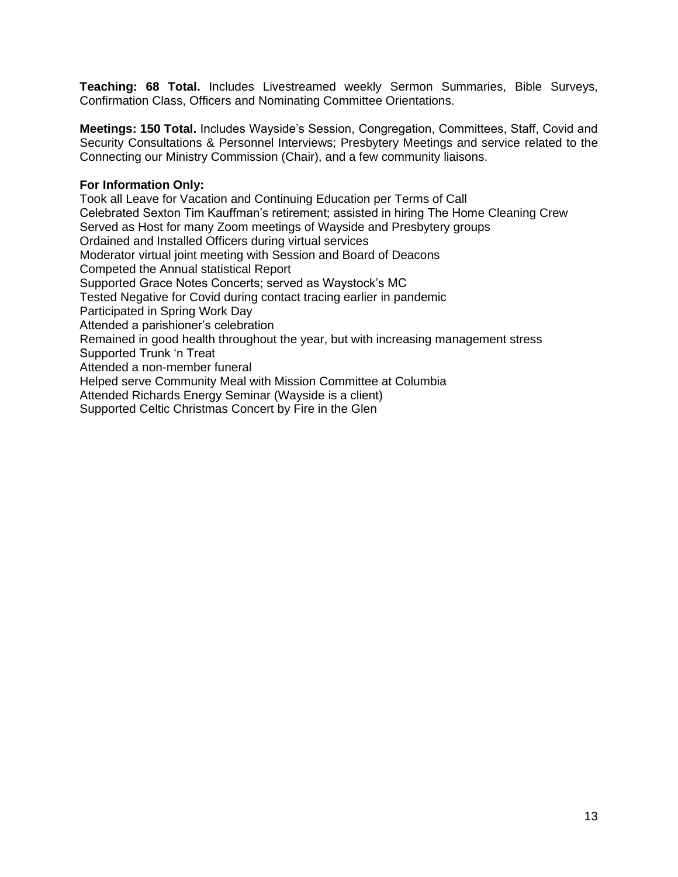**Teaching: 68 Total.** Includes Livestreamed weekly Sermon Summaries, Bible Surveys, Confirmation Class, Officers and Nominating Committee Orientations.

**Meetings: 150 Total.** Includes Wayside's Session, Congregation, Committees, Staff, Covid and Security Consultations & Personnel Interviews; Presbytery Meetings and service related to the Connecting our Ministry Commission (Chair), and a few community liaisons.

**For Information Only:**

Took all Leave for Vacation and Continuing Education per Terms of Call
Celebrated Sexton Tim Kauffman's retirement; assisted in hiring The Home Cleaning Crew
Served as Host for many Zoom meetings of Wayside and Presbytery groups
Ordained and Installed Officers during virtual services
Moderator virtual joint meeting with Session and Board of Deacons
Competed the Annual statistical Report
Supported Grace Notes Concerts; served as Waystock's MC
Tested Negative for Covid during contact tracing earlier in pandemic
Participated in Spring Work Day
Attended a parishioner's celebration
Remained in good health throughout the year, but with increasing management stress
Supported Trunk 'n Treat
Attended a non-member funeral
Helped serve Community Meal with Mission Committee at Columbia
Attended Richards Energy Seminar (Wayside is a client)
Supported Celtic Christmas Concert by Fire in the Glen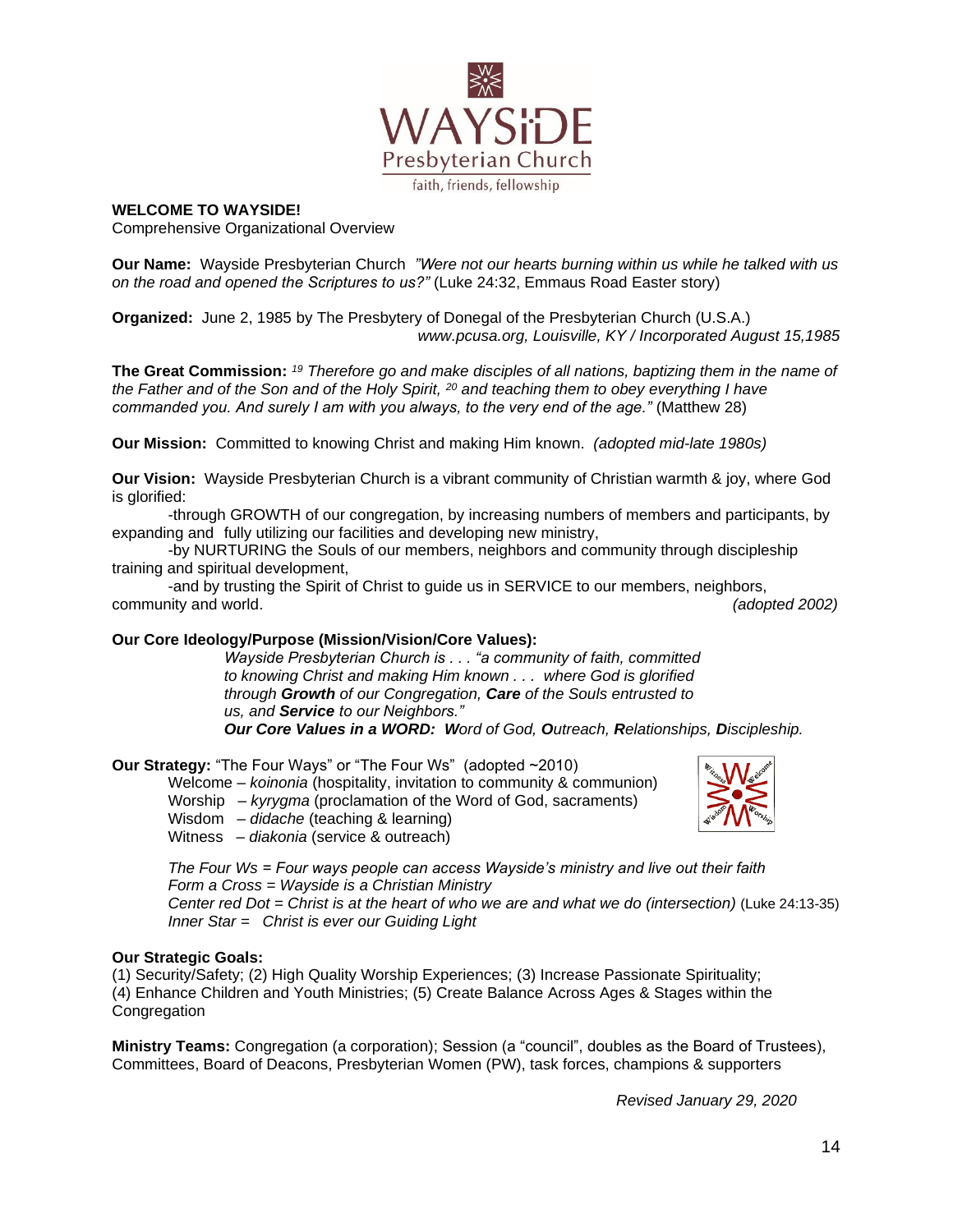WAYSiDE
Presbyterian Church
faith, friends, fellowship

**WELCOME TO WAYSIDE!**
Comprehensive Organizational Overview

**Our Name:** Wayside Presbyterian Church *"Were not our hearts burning within us while he talked with us on the road and opened the Scriptures to us?"* (Luke 24:32, Emmaus Road Easter story)

**Organized:** June 2, 1985 by The Presbytery of Donegal of the Presbyterian Church (U.S.A.)
*www.pcusa.org, Louisville, KY / Incorporated August 15,1985*

**The Great Commission:** *[19] Therefore go and make disciples of all nations, baptizing them in the name of the Father and of the Son and of the Holy Spirit, [20] and teaching them to obey everything I have commanded you. And surely I am with you always, to the very end of the age."* (Matthew 28)

**Our Mission:** Committed to knowing Christ and making Him known. *(adopted mid-late 1980s)*

**Our Vision:** Wayside Presbyterian Church is a vibrant community of Christian warmth & joy, where God is glorified:

-through GROWTH of our congregation, by increasing numbers of members and participants, by expanding and fully utilizing our facilities and developing new ministry,

-by NURTURING the Souls of our members, neighbors and community through discipleship training and spiritual development,

-and by trusting the Spirit of Christ to guide us in SERVICE to our members, neighbors, community and world. *(adopted 2002)*

**Our Core Ideology/Purpose (Mission/Vision/Core Values):**

*Wayside Presbyterian Church is . . . "a community of faith, committed to knowing Christ and making Him known . . . where God is glorified through **Growth** of our Congregation, **Care** of the Souls entrusted to us, and **Service** to our Neighbors."*

***Our Core Values in a WORD: W****ord of God,* ***O****utreach,* ***R****elationships,* ***D****iscipleship.*

**Our Strategy:** "The Four Ways" or "The Four Ws" (adopted ~2010)

Welcome – *koinonia* (hospitality, invitation to community & communion)
Worship – *kyrygma* (proclamation of the Word of God, sacraments)
Wisdom – *didache* (teaching & learning)
Witness – *diakonia* (service & outreach)

Witness Welcome Wisdom Worship

*The Four Ws = Four ways people can access Wayside's ministry and live out their faith*
*Form a Cross = Wayside is a Christian Ministry*
*Center red Dot = Christ is at the heart of who we are and what we do (intersection)* (Luke 24:13-35)
*Inner Star = Christ is ever our Guiding Light*

**Our Strategic Goals:**
(1) Security/Safety; (2) High Quality Worship Experiences; (3) Increase Passionate Spirituality; (4) Enhance Children and Youth Ministries; (5) Create Balance Across Ages & Stages within the Congregation

**Ministry Teams:** Congregation (a corporation); Session (a "council", doubles as the Board of Trustees), Committees, Board of Deacons, Presbyterian Women (PW), task forces, champions & supporters

*Revised January 29, 2020*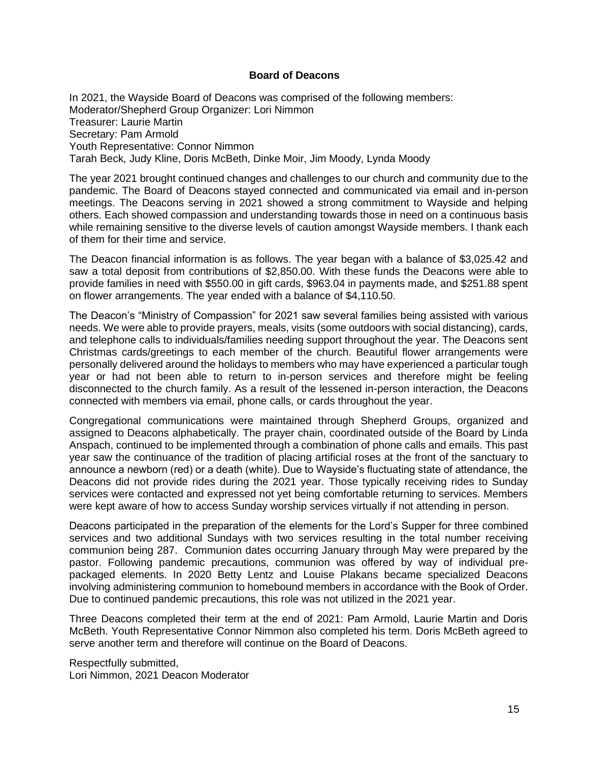## Board of Deacons

In 2021, the Wayside Board of Deacons was comprised of the following members:
Moderator/Shepherd Group Organizer: Lori Nimmon
Treasurer: Laurie Martin
Secretary: Pam Armold
Youth Representative: Connor Nimmon
Tarah Beck, Judy Kline, Doris McBeth, Dinke Moir, Jim Moody, Lynda Moody

The year 2021 brought continued changes and challenges to our church and community due to the pandemic. The Board of Deacons stayed connected and communicated via email and in-person meetings. The Deacons serving in 2021 showed a strong commitment to Wayside and helping others. Each showed compassion and understanding towards those in need on a continuous basis while remaining sensitive to the diverse levels of caution amongst Wayside members. I thank each of them for their time and service.

The Deacon financial information is as follows. The year began with a balance of $3,025.42 and saw a total deposit from contributions of $2,850.00. With these funds the Deacons were able to provide families in need with $550.00 in gift cards, $963.04 in payments made, and $251.88 spent on flower arrangements. The year ended with a balance of $4,110.50.

The Deacon's "Ministry of Compassion" for 2021 saw several families being assisted with various needs. We were able to provide prayers, meals, visits (some outdoors with social distancing), cards, and telephone calls to individuals/families needing support throughout the year. The Deacons sent Christmas cards/greetings to each member of the church. Beautiful flower arrangements were personally delivered around the holidays to members who may have experienced a particular tough year or had not been able to return to in-person services and therefore might be feeling disconnected to the church family. As a result of the lessened in-person interaction, the Deacons connected with members via email, phone calls, or cards throughout the year.

Congregational communications were maintained through Shepherd Groups, organized and assigned to Deacons alphabetically. The prayer chain, coordinated outside of the Board by Linda Anspach, continued to be implemented through a combination of phone calls and emails. This past year saw the continuance of the tradition of placing artificial roses at the front of the sanctuary to announce a newborn (red) or a death (white). Due to Wayside's fluctuating state of attendance, the Deacons did not provide rides during the 2021 year. Those typically receiving rides to Sunday services were contacted and expressed not yet being comfortable returning to services. Members were kept aware of how to access Sunday worship services virtually if not attending in person.

Deacons participated in the preparation of the elements for the Lord's Supper for three combined services and two additional Sundays with two services resulting in the total number receiving communion being 287. Communion dates occurring January through May were prepared by the pastor. Following pandemic precautions, communion was offered by way of individual pre-packaged elements. In 2020 Betty Lentz and Louise Plakans became specialized Deacons involving administering communion to homebound members in accordance with the Book of Order. Due to continued pandemic precautions, this role was not utilized in the 2021 year.

Three Deacons completed their term at the end of 2021: Pam Armold, Laurie Martin and Doris McBeth. Youth Representative Connor Nimmon also completed his term. Doris McBeth agreed to serve another term and therefore will continue on the Board of Deacons.

Respectfully submitted,
Lori Nimmon, 2021 Deacon Moderator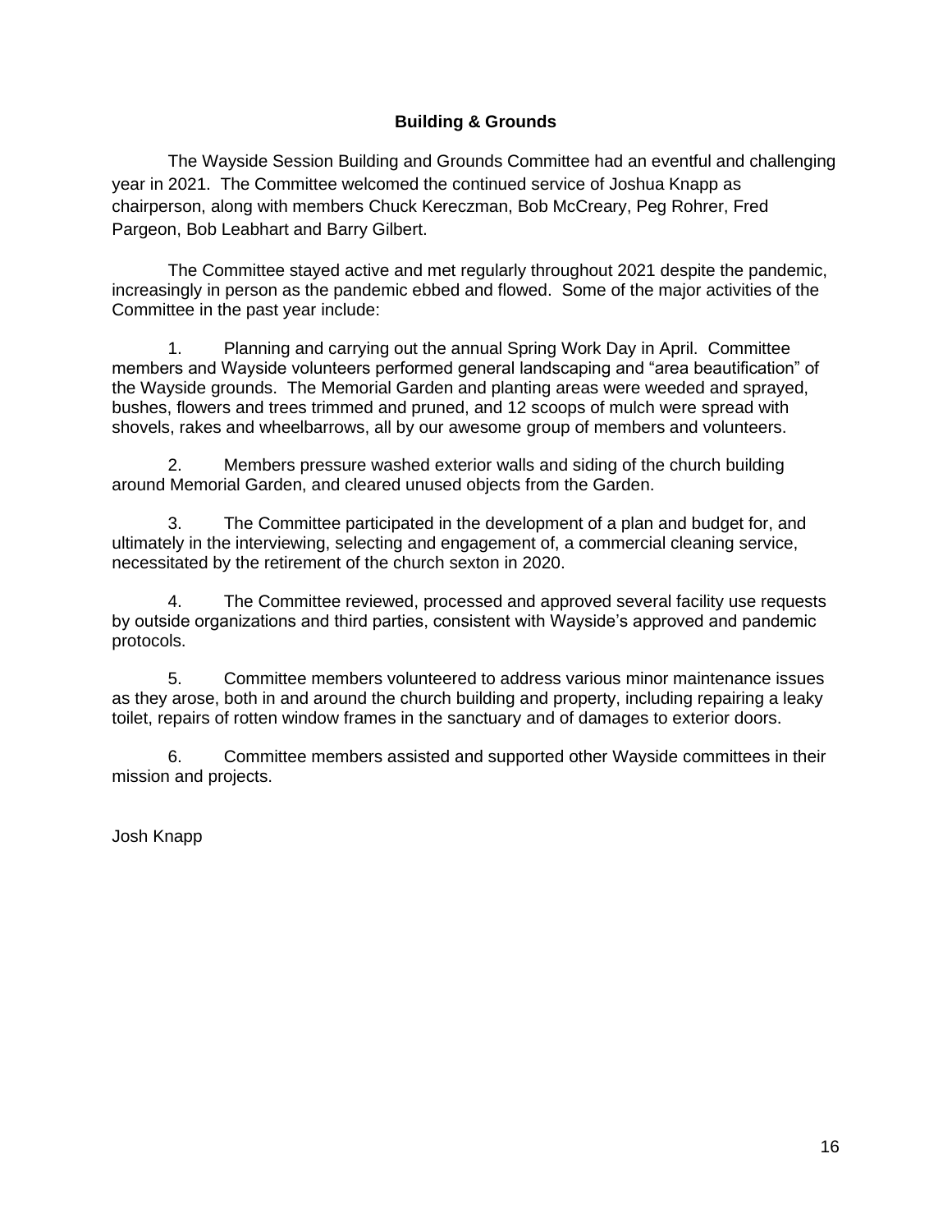## Building & Grounds

The Wayside Session Building and Grounds Committee had an eventful and challenging year in 2021. The Committee welcomed the continued service of Joshua Knapp as chairperson, along with members Chuck Kereczman, Bob McCreary, Peg Rohrer, Fred Pargeon, Bob Leabhart and Barry Gilbert.

The Committee stayed active and met regularly throughout 2021 despite the pandemic, increasingly in person as the pandemic ebbed and flowed. Some of the major activities of the Committee in the past year include:

1. Planning and carrying out the annual Spring Work Day in April. Committee members and Wayside volunteers performed general landscaping and "area beautification" of the Wayside grounds. The Memorial Garden and planting areas were weeded and sprayed, bushes, flowers and trees trimmed and pruned, and 12 scoops of mulch were spread with shovels, rakes and wheelbarrows, all by our awesome group of members and volunteers.

2. Members pressure washed exterior walls and siding of the church building around Memorial Garden, and cleared unused objects from the Garden.

3. The Committee participated in the development of a plan and budget for, and ultimately in the interviewing, selecting and engagement of, a commercial cleaning service, necessitated by the retirement of the church sexton in 2020.

4. The Committee reviewed, processed and approved several facility use requests by outside organizations and third parties, consistent with Wayside's approved and pandemic protocols.

5. Committee members volunteered to address various minor maintenance issues as they arose, both in and around the church building and property, including repairing a leaky toilet, repairs of rotten window frames in the sanctuary and of damages to exterior doors.

6. Committee members assisted and supported other Wayside committees in their mission and projects.

Josh Knapp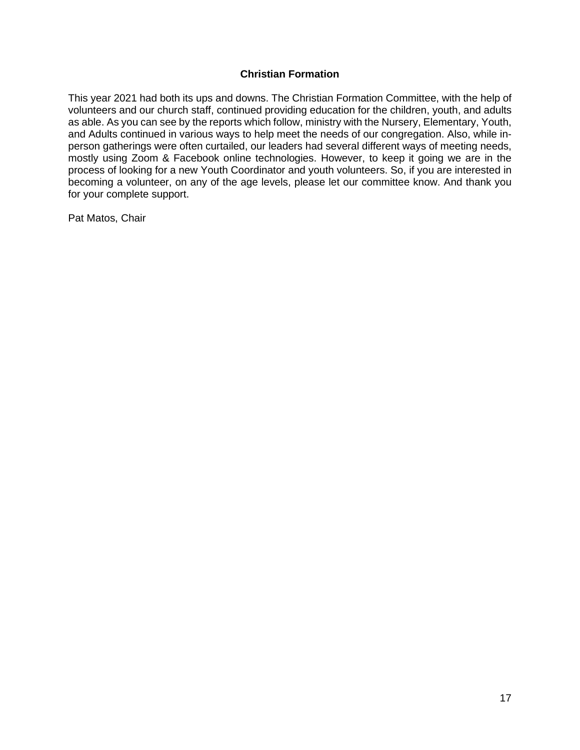## Christian Formation

This year 2021 had both its ups and downs. The Christian Formation Committee, with the help of volunteers and our church staff, continued providing education for the children, youth, and adults as able. As you can see by the reports which follow, ministry with the Nursery, Elementary, Youth, and Adults continued in various ways to help meet the needs of our congregation. Also, while in-person gatherings were often curtailed, our leaders had several different ways of meeting needs, mostly using Zoom & Facebook online technologies. However, to keep it going we are in the process of looking for a new Youth Coordinator and youth volunteers. So, if you are interested in becoming a volunteer, on any of the age levels, please let our committee know. And thank you for your complete support.

Pat Matos, Chair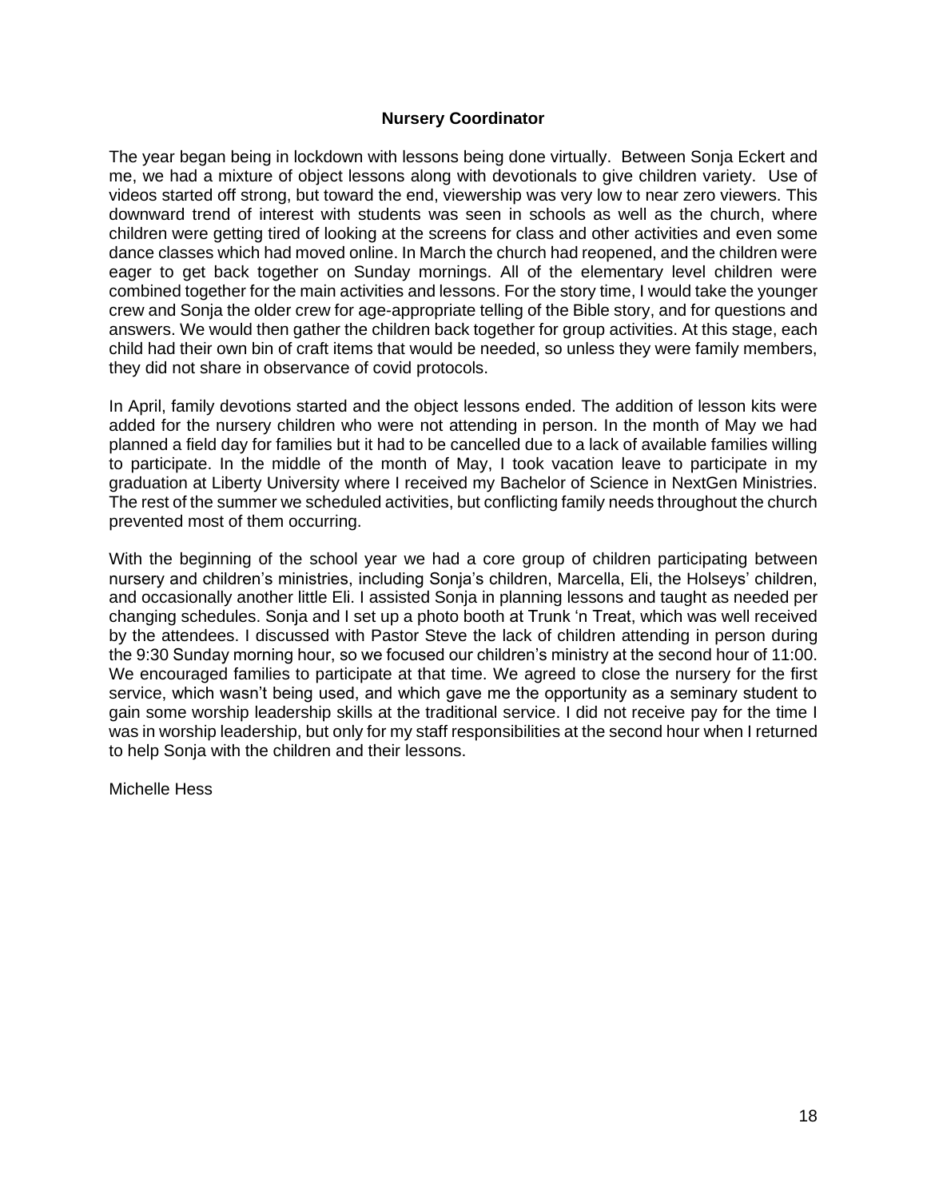## Nursery Coordinator

The year began being in lockdown with lessons being done virtually. Between Sonja Eckert and me, we had a mixture of object lessons along with devotionals to give children variety. Use of videos started off strong, but toward the end, viewership was very low to near zero viewers. This downward trend of interest with students was seen in schools as well as the church, where children were getting tired of looking at the screens for class and other activities and even some dance classes which had moved online. In March the church had reopened, and the children were eager to get back together on Sunday mornings. All of the elementary level children were combined together for the main activities and lessons. For the story time, I would take the younger crew and Sonja the older crew for age-appropriate telling of the Bible story, and for questions and answers. We would then gather the children back together for group activities. At this stage, each child had their own bin of craft items that would be needed, so unless they were family members, they did not share in observance of covid protocols.

In April, family devotions started and the object lessons ended. The addition of lesson kits were added for the nursery children who were not attending in person. In the month of May we had planned a field day for families but it had to be cancelled due to a lack of available families willing to participate. In the middle of the month of May, I took vacation leave to participate in my graduation at Liberty University where I received my Bachelor of Science in NextGen Ministries. The rest of the summer we scheduled activities, but conflicting family needs throughout the church prevented most of them occurring.

With the beginning of the school year we had a core group of children participating between nursery and children's ministries, including Sonja's children, Marcella, Eli, the Holseys' children, and occasionally another little Eli. I assisted Sonja in planning lessons and taught as needed per changing schedules. Sonja and I set up a photo booth at Trunk 'n Treat, which was well received by the attendees. I discussed with Pastor Steve the lack of children attending in person during the 9:30 Sunday morning hour, so we focused our children's ministry at the second hour of 11:00. We encouraged families to participate at that time. We agreed to close the nursery for the first service, which wasn't being used, and which gave me the opportunity as a seminary student to gain some worship leadership skills at the traditional service. I did not receive pay for the time I was in worship leadership, but only for my staff responsibilities at the second hour when I returned to help Sonja with the children and their lessons.

Michelle Hess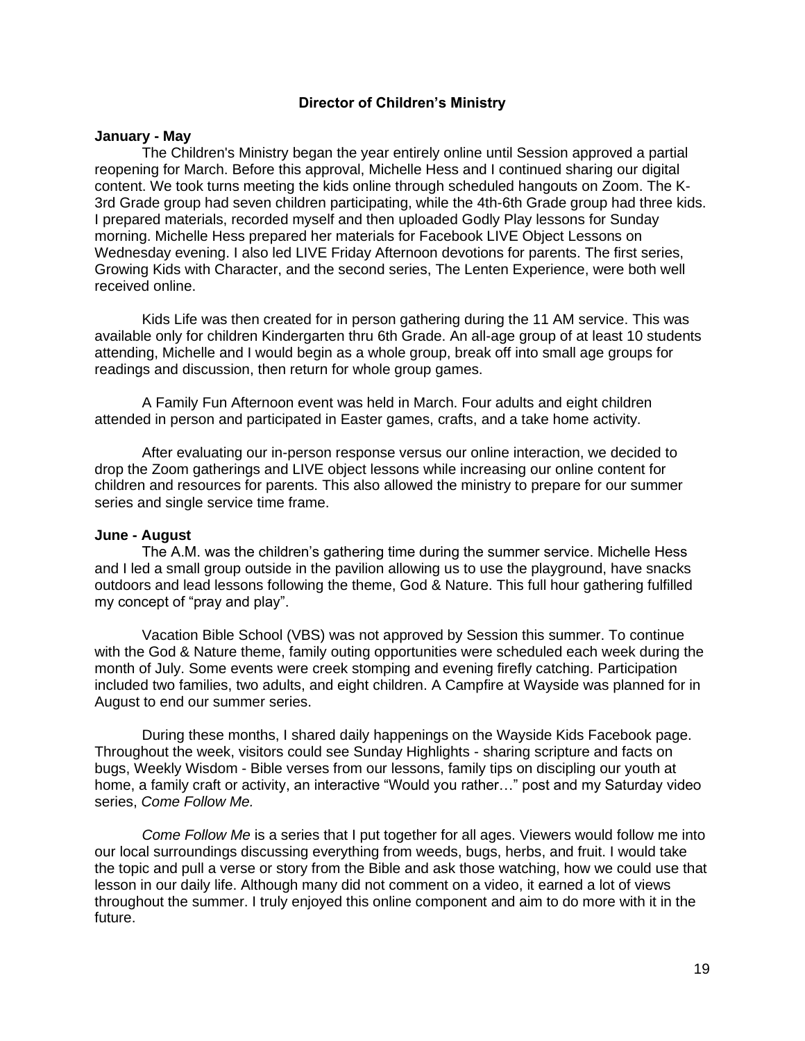## Director of Children's Ministry

**January - May**

The Children's Ministry began the year entirely online until Session approved a partial reopening for March. Before this approval, Michelle Hess and I continued sharing our digital content. We took turns meeting the kids online through scheduled hangouts on Zoom. The K-3rd Grade group had seven children participating, while the 4th-6th Grade group had three kids. I prepared materials, recorded myself and then uploaded Godly Play lessons for Sunday morning. Michelle Hess prepared her materials for Facebook LIVE Object Lessons on Wednesday evening. I also led LIVE Friday Afternoon devotions for parents. The first series, Growing Kids with Character, and the second series, The Lenten Experience, were both well received online.

Kids Life was then created for in person gathering during the 11 AM service. This was available only for children Kindergarten thru 6th Grade. An all-age group of at least 10 students attending, Michelle and I would begin as a whole group, break off into small age groups for readings and discussion, then return for whole group games.

A Family Fun Afternoon event was held in March. Four adults and eight children attended in person and participated in Easter games, crafts, and a take home activity.

After evaluating our in-person response versus our online interaction, we decided to drop the Zoom gatherings and LIVE object lessons while increasing our online content for children and resources for parents. This also allowed the ministry to prepare for our summer series and single service time frame.

**June - August**

The A.M. was the children's gathering time during the summer service. Michelle Hess and I led a small group outside in the pavilion allowing us to use the playground, have snacks outdoors and lead lessons following the theme, God & Nature. This full hour gathering fulfilled my concept of "pray and play".

Vacation Bible School (VBS) was not approved by Session this summer. To continue with the God & Nature theme, family outing opportunities were scheduled each week during the month of July. Some events were creek stomping and evening firefly catching. Participation included two families, two adults, and eight children. A Campfire at Wayside was planned for in August to end our summer series.

During these months, I shared daily happenings on the Wayside Kids Facebook page. Throughout the week, visitors could see Sunday Highlights - sharing scripture and facts on bugs, Weekly Wisdom - Bible verses from our lessons, family tips on discipling our youth at home, a family craft or activity, an interactive "Would you rather…" post and my Saturday video series, *Come Follow Me.*

*Come Follow Me* is a series that I put together for all ages. Viewers would follow me into our local surroundings discussing everything from weeds, bugs, herbs, and fruit. I would take the topic and pull a verse or story from the Bible and ask those watching, how we could use that lesson in our daily life. Although many did not comment on a video, it earned a lot of views throughout the summer. I truly enjoyed this online component and aim to do more with it in the future.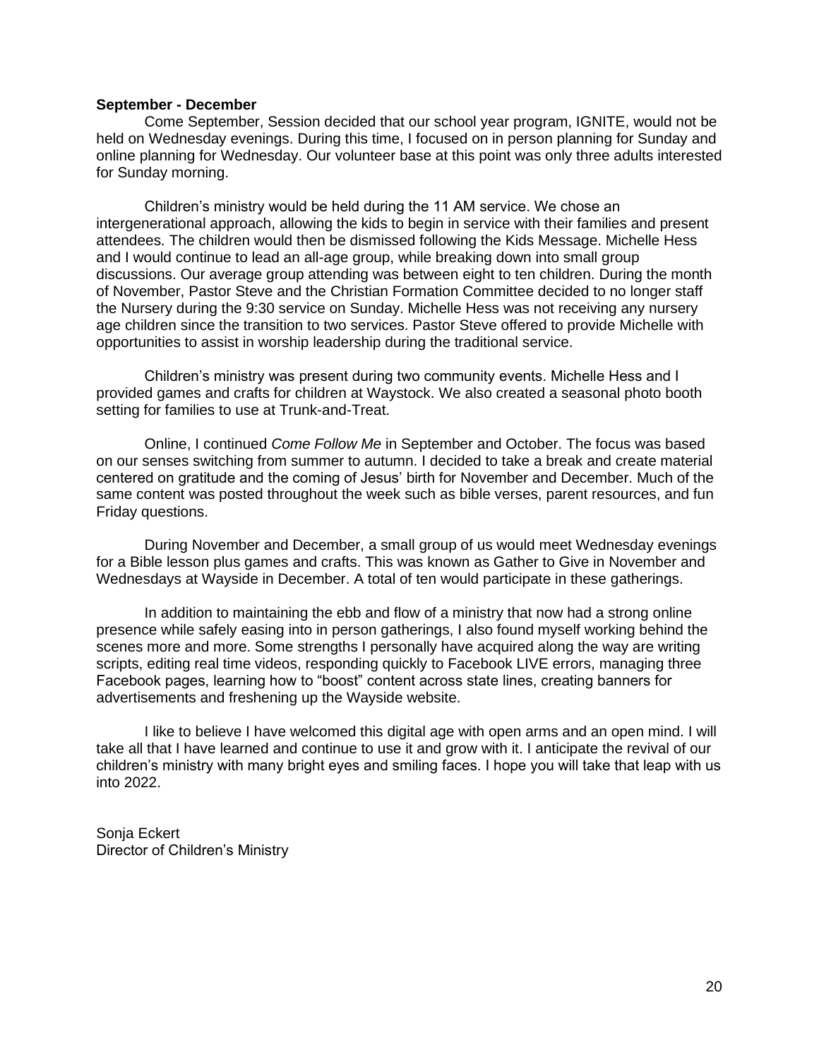**September - December**

Come September, Session decided that our school year program, IGNITE, would not be held on Wednesday evenings. During this time, I focused on in person planning for Sunday and online planning for Wednesday. Our volunteer base at this point was only three adults interested for Sunday morning.

Children's ministry would be held during the 11 AM service. We chose an intergenerational approach, allowing the kids to begin in service with their families and present attendees. The children would then be dismissed following the Kids Message. Michelle Hess and I would continue to lead an all-age group, while breaking down into small group discussions. Our average group attending was between eight to ten children. During the month of November, Pastor Steve and the Christian Formation Committee decided to no longer staff the Nursery during the 9:30 service on Sunday. Michelle Hess was not receiving any nursery age children since the transition to two services. Pastor Steve offered to provide Michelle with opportunities to assist in worship leadership during the traditional service.

Children's ministry was present during two community events. Michelle Hess and I provided games and crafts for children at Waystock. We also created a seasonal photo booth setting for families to use at Trunk-and-Treat.

Online, I continued *Come Follow Me* in September and October. The focus was based on our senses switching from summer to autumn. I decided to take a break and create material centered on gratitude and the coming of Jesus' birth for November and December. Much of the same content was posted throughout the week such as bible verses, parent resources, and fun Friday questions.

During November and December, a small group of us would meet Wednesday evenings for a Bible lesson plus games and crafts. This was known as Gather to Give in November and Wednesdays at Wayside in December. A total of ten would participate in these gatherings.

In addition to maintaining the ebb and flow of a ministry that now had a strong online presence while safely easing into in person gatherings, I also found myself working behind the scenes more and more. Some strengths I personally have acquired along the way are writing scripts, editing real time videos, responding quickly to Facebook LIVE errors, managing three Facebook pages, learning how to "boost" content across state lines, creating banners for advertisements and freshening up the Wayside website.

I like to believe I have welcomed this digital age with open arms and an open mind. I will take all that I have learned and continue to use it and grow with it. I anticipate the revival of our children's ministry with many bright eyes and smiling faces. I hope you will take that leap with us into 2022.

Sonja Eckert
Director of Children's Ministry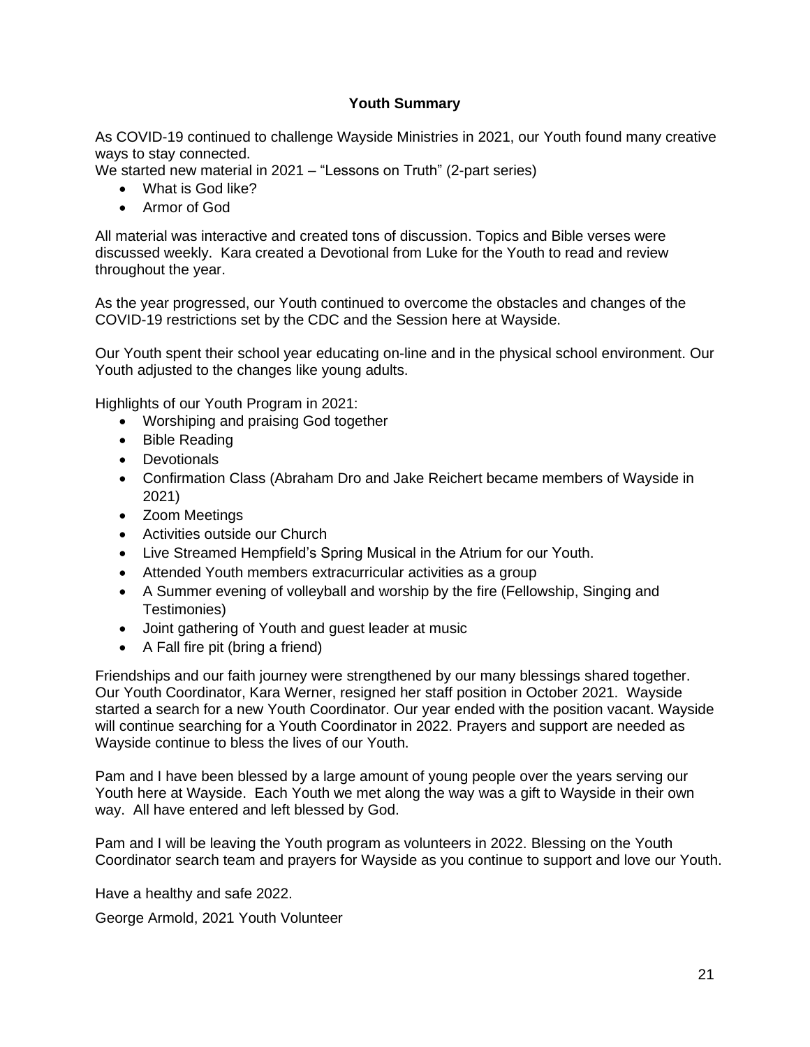**Youth Summary**

As COVID-19 continued to challenge Wayside Ministries in 2021, our Youth found many creative ways to stay connected.
We started new material in 2021 – "Lessons on Truth" (2-part series)

- What is God like?
- Armor of God

All material was interactive and created tons of discussion. Topics and Bible verses were discussed weekly. Kara created a Devotional from Luke for the Youth to read and review throughout the year.

As the year progressed, our Youth continued to overcome the obstacles and changes of the COVID-19 restrictions set by the CDC and the Session here at Wayside.

Our Youth spent their school year educating on-line and in the physical school environment. Our Youth adjusted to the changes like young adults.

Highlights of our Youth Program in 2021:

- Worshiping and praising God together
- Bible Reading
- Devotionals
- Confirmation Class (Abraham Dro and Jake Reichert became members of Wayside in 2021)
- Zoom Meetings
- Activities outside our Church
- Live Streamed Hempfield's Spring Musical in the Atrium for our Youth.
- Attended Youth members extracurricular activities as a group
- A Summer evening of volleyball and worship by the fire (Fellowship, Singing and Testimonies)
- Joint gathering of Youth and guest leader at music
- A Fall fire pit (bring a friend)

Friendships and our faith journey were strengthened by our many blessings shared together. Our Youth Coordinator, Kara Werner, resigned her staff position in October 2021. Wayside started a search for a new Youth Coordinator. Our year ended with the position vacant. Wayside will continue searching for a Youth Coordinator in 2022. Prayers and support are needed as Wayside continue to bless the lives of our Youth.

Pam and I have been blessed by a large amount of young people over the years serving our Youth here at Wayside. Each Youth we met along the way was a gift to Wayside in their own way. All have entered and left blessed by God.

Pam and I will be leaving the Youth program as volunteers in 2022. Blessing on the Youth Coordinator search team and prayers for Wayside as you continue to support and love our Youth.

Have a healthy and safe 2022.

George Armold, 2021 Youth Volunteer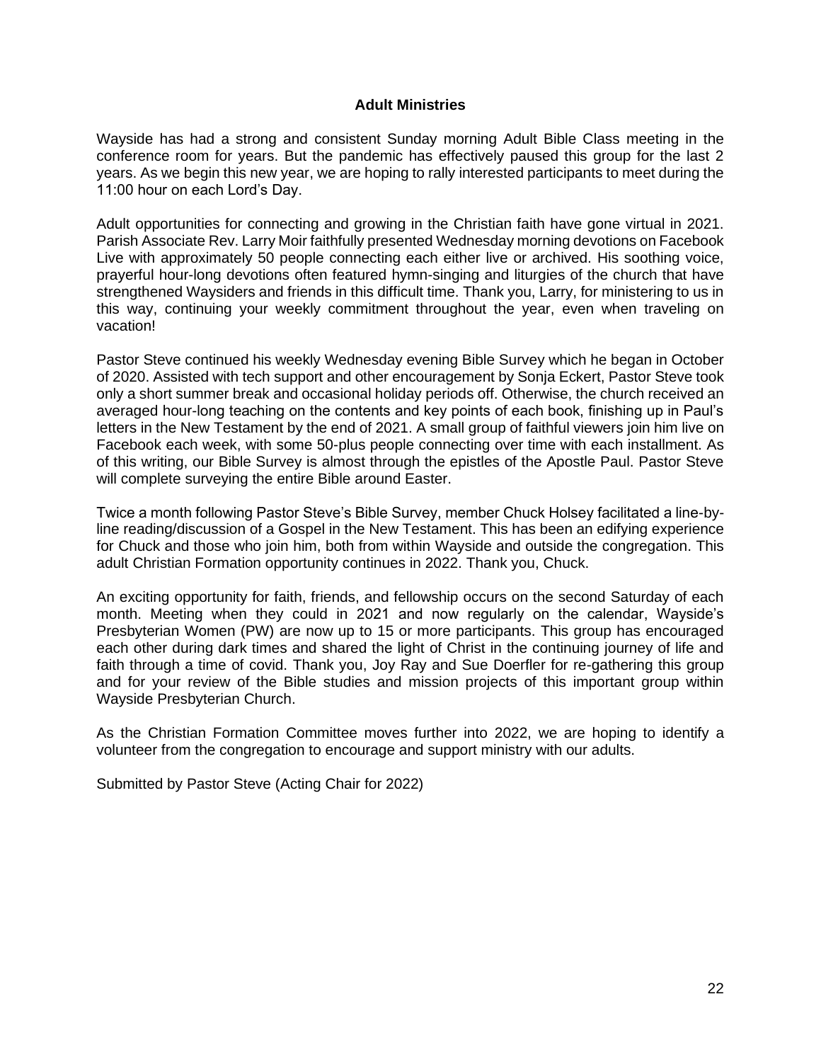## Adult Ministries

Wayside has had a strong and consistent Sunday morning Adult Bible Class meeting in the conference room for years. But the pandemic has effectively paused this group for the last 2 years. As we begin this new year, we are hoping to rally interested participants to meet during the 11:00 hour on each Lord's Day.

Adult opportunities for connecting and growing in the Christian faith have gone virtual in 2021. Parish Associate Rev. Larry Moir faithfully presented Wednesday morning devotions on Facebook Live with approximately 50 people connecting each either live or archived. His soothing voice, prayerful hour-long devotions often featured hymn-singing and liturgies of the church that have strengthened Waysiders and friends in this difficult time. Thank you, Larry, for ministering to us in this way, continuing your weekly commitment throughout the year, even when traveling on vacation!

Pastor Steve continued his weekly Wednesday evening Bible Survey which he began in October of 2020. Assisted with tech support and other encouragement by Sonja Eckert, Pastor Steve took only a short summer break and occasional holiday periods off. Otherwise, the church received an averaged hour-long teaching on the contents and key points of each book, finishing up in Paul's letters in the New Testament by the end of 2021. A small group of faithful viewers join him live on Facebook each week, with some 50-plus people connecting over time with each installment. As of this writing, our Bible Survey is almost through the epistles of the Apostle Paul. Pastor Steve will complete surveying the entire Bible around Easter.

Twice a month following Pastor Steve's Bible Survey, member Chuck Holsey facilitated a line-by-line reading/discussion of a Gospel in the New Testament. This has been an edifying experience for Chuck and those who join him, both from within Wayside and outside the congregation. This adult Christian Formation opportunity continues in 2022. Thank you, Chuck.

An exciting opportunity for faith, friends, and fellowship occurs on the second Saturday of each month. Meeting when they could in 2021 and now regularly on the calendar, Wayside's Presbyterian Women (PW) are now up to 15 or more participants. This group has encouraged each other during dark times and shared the light of Christ in the continuing journey of life and faith through a time of covid. Thank you, Joy Ray and Sue Doerfler for re-gathering this group and for your review of the Bible studies and mission projects of this important group within Wayside Presbyterian Church.

As the Christian Formation Committee moves further into 2022, we are hoping to identify a volunteer from the congregation to encourage and support ministry with our adults.

Submitted by Pastor Steve (Acting Chair for 2022)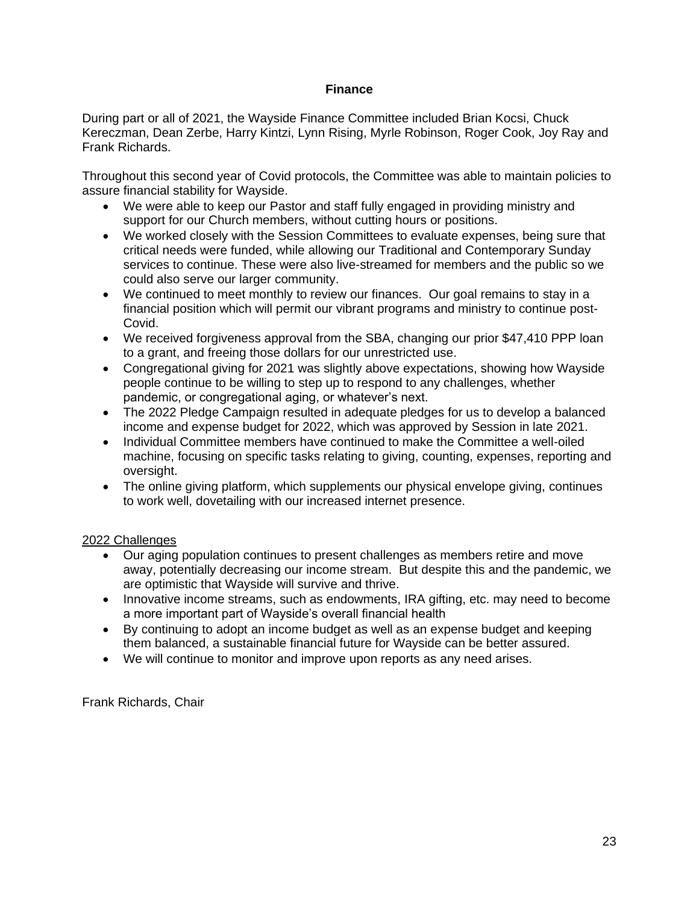## Finance

During part or all of 2021, the Wayside Finance Committee included Brian Kocsi, Chuck Kereczman, Dean Zerbe, Harry Kintzi, Lynn Rising, Myrle Robinson, Roger Cook, Joy Ray and Frank Richards.

Throughout this second year of Covid protocols, the Committee was able to maintain policies to assure financial stability for Wayside.

- We were able to keep our Pastor and staff fully engaged in providing ministry and support for our Church members, without cutting hours or positions.
- We worked closely with the Session Committees to evaluate expenses, being sure that critical needs were funded, while allowing our Traditional and Contemporary Sunday services to continue. These were also live-streamed for members and the public so we could also serve our larger community.
- We continued to meet monthly to review our finances. Our goal remains to stay in a financial position which will permit our vibrant programs and ministry to continue post-Covid.
- We received forgiveness approval from the SBA, changing our prior $47,410 PPP loan to a grant, and freeing those dollars for our unrestricted use.
- Congregational giving for 2021 was slightly above expectations, showing how Wayside people continue to be willing to step up to respond to any challenges, whether pandemic, or congregational aging, or whatever's next.
- The 2022 Pledge Campaign resulted in adequate pledges for us to develop a balanced income and expense budget for 2022, which was approved by Session in late 2021.
- Individual Committee members have continued to make the Committee a well-oiled machine, focusing on specific tasks relating to giving, counting, expenses, reporting and oversight.
- The online giving platform, which supplements our physical envelope giving, continues to work well, dovetailing with our increased internet presence.

<u>2022 Challenges</u>

- Our aging population continues to present challenges as members retire and move away, potentially decreasing our income stream. But despite this and the pandemic, we are optimistic that Wayside will survive and thrive.
- Innovative income streams, such as endowments, IRA gifting, etc. may need to become a more important part of Wayside's overall financial health
- By continuing to adopt an income budget as well as an expense budget and keeping them balanced, a sustainable financial future for Wayside can be better assured.
- We will continue to monitor and improve upon reports as any need arises.

Frank Richards, Chair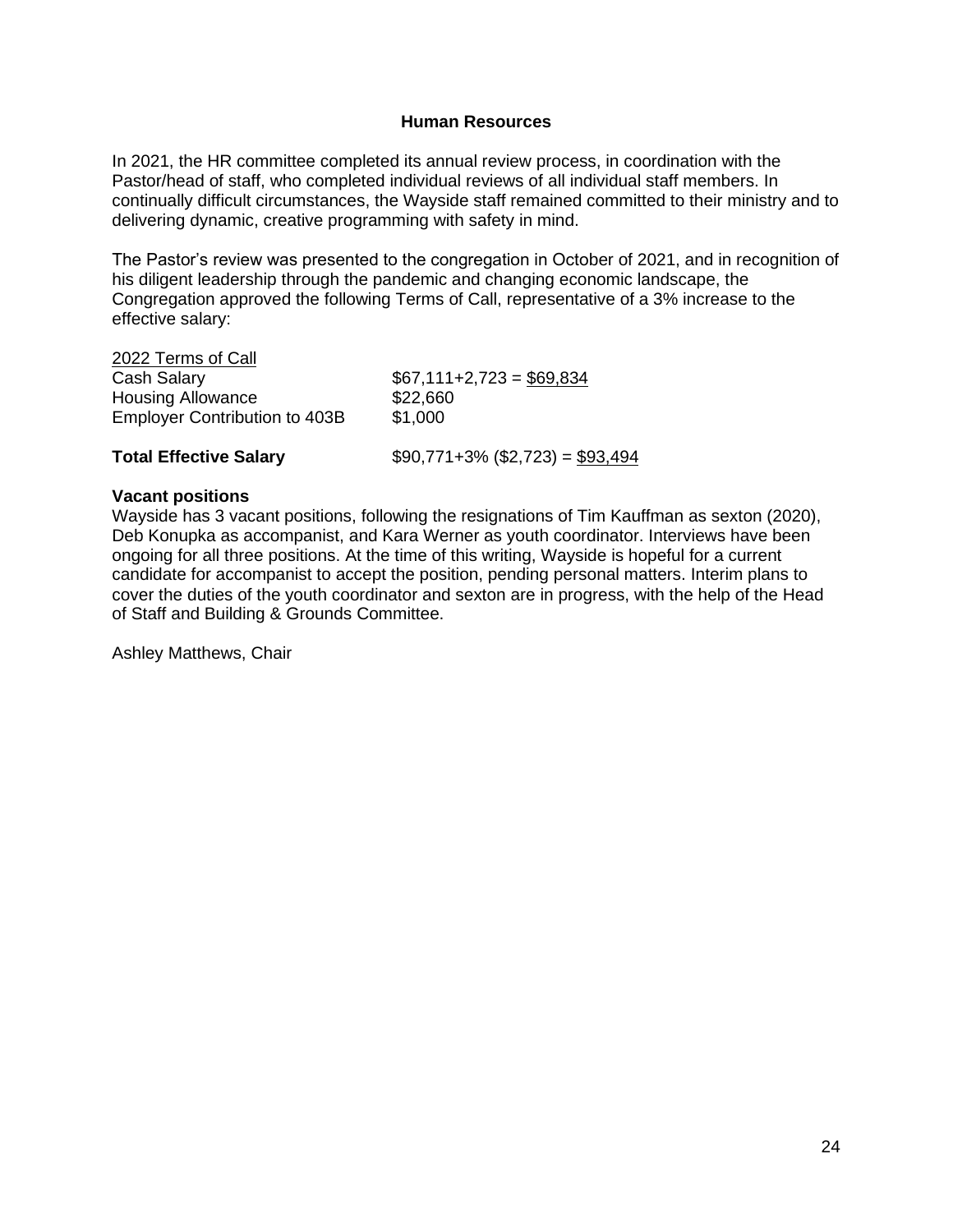## Human Resources

In 2021, the HR committee completed its annual review process, in coordination with the Pastor/head of staff, who completed individual reviews of all individual staff members. In continually difficult circumstances, the Wayside staff remained committed to their ministry and to delivering dynamic, creative programming with safety in mind.

The Pastor's review was presented to the congregation in October of 2021, and in recognition of his diligent leadership through the pandemic and changing economic landscape, the Congregation approved the following Terms of Call, representative of a 3% increase to the effective salary:

| 2022 Terms of Call | |
|---|---|
| Cash Salary | $67,111+2,723 = $69,834 |
| Housing Allowance | $22,660 |
| Employer Contribution to 403B | $1,000 |
| **Total Effective Salary** | $90,771+3% ($2,723) = $93,494 |

**Vacant positions**

Wayside has 3 vacant positions, following the resignations of Tim Kauffman as sexton (2020), Deb Konupka as accompanist, and Kara Werner as youth coordinator. Interviews have been ongoing for all three positions. At the time of this writing, Wayside is hopeful for a current candidate for accompanist to accept the position, pending personal matters. Interim plans to cover the duties of the youth coordinator and sexton are in progress, with the help of the Head of Staff and Building & Grounds Committee.

Ashley Matthews, Chair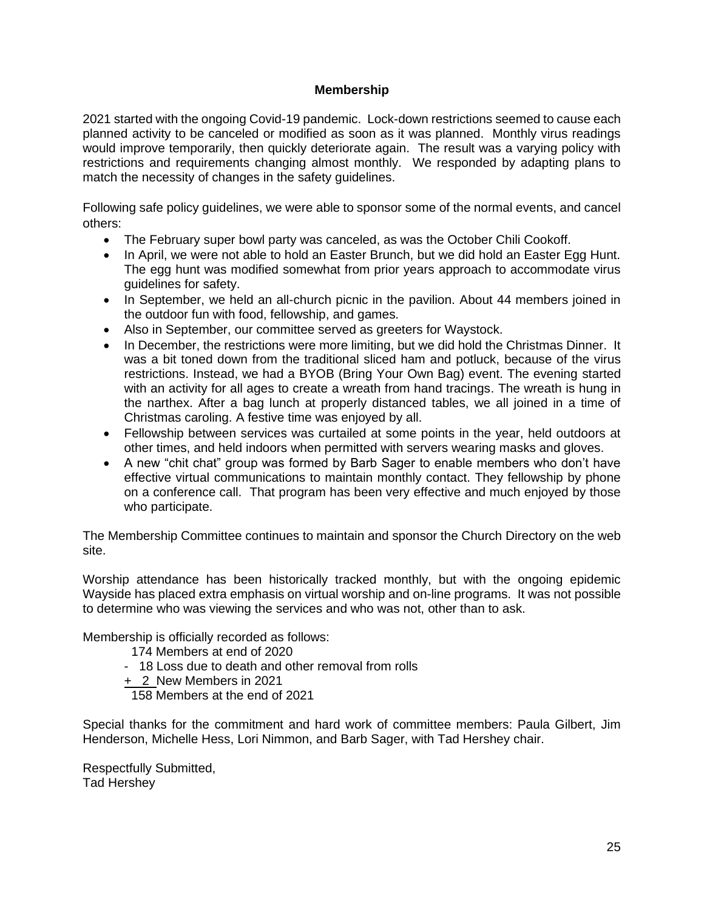## Membership

2021 started with the ongoing Covid-19 pandemic. Lock-down restrictions seemed to cause each planned activity to be canceled or modified as soon as it was planned. Monthly virus readings would improve temporarily, then quickly deteriorate again. The result was a varying policy with restrictions and requirements changing almost monthly. We responded by adapting plans to match the necessity of changes in the safety guidelines.

Following safe policy guidelines, we were able to sponsor some of the normal events, and cancel others:

- The February super bowl party was canceled, as was the October Chili Cookoff.
- In April, we were not able to hold an Easter Brunch, but we did hold an Easter Egg Hunt. The egg hunt was modified somewhat from prior years approach to accommodate virus guidelines for safety.
- In September, we held an all-church picnic in the pavilion. About 44 members joined in the outdoor fun with food, fellowship, and games.
- Also in September, our committee served as greeters for Waystock.
- In December, the restrictions were more limiting, but we did hold the Christmas Dinner. It was a bit toned down from the traditional sliced ham and potluck, because of the virus restrictions. Instead, we had a BYOB (Bring Your Own Bag) event. The evening started with an activity for all ages to create a wreath from hand tracings. The wreath is hung in the narthex. After a bag lunch at properly distanced tables, we all joined in a time of Christmas caroling. A festive time was enjoyed by all.
- Fellowship between services was curtailed at some points in the year, held outdoors at other times, and held indoors when permitted with servers wearing masks and gloves.
- A new "chit chat" group was formed by Barb Sager to enable members who don't have effective virtual communications to maintain monthly contact. They fellowship by phone on a conference call. That program has been very effective and much enjoyed by those who participate.

The Membership Committee continues to maintain and sponsor the Church Directory on the web site.

Worship attendance has been historically tracked monthly, but with the ongoing epidemic Wayside has placed extra emphasis on virtual worship and on-line programs. It was not possible to determine who was viewing the services and who was not, other than to ask.

Membership is officially recorded as follows:

    174 Members at end of 2020
  - 18 Loss due to death and other removal from rolls
  + 2 New Members in 2021
    158 Members at the end of 2021

Special thanks for the commitment and hard work of committee members: Paula Gilbert, Jim Henderson, Michelle Hess, Lori Nimmon, and Barb Sager, with Tad Hershey chair.

Respectfully Submitted,
Tad Hershey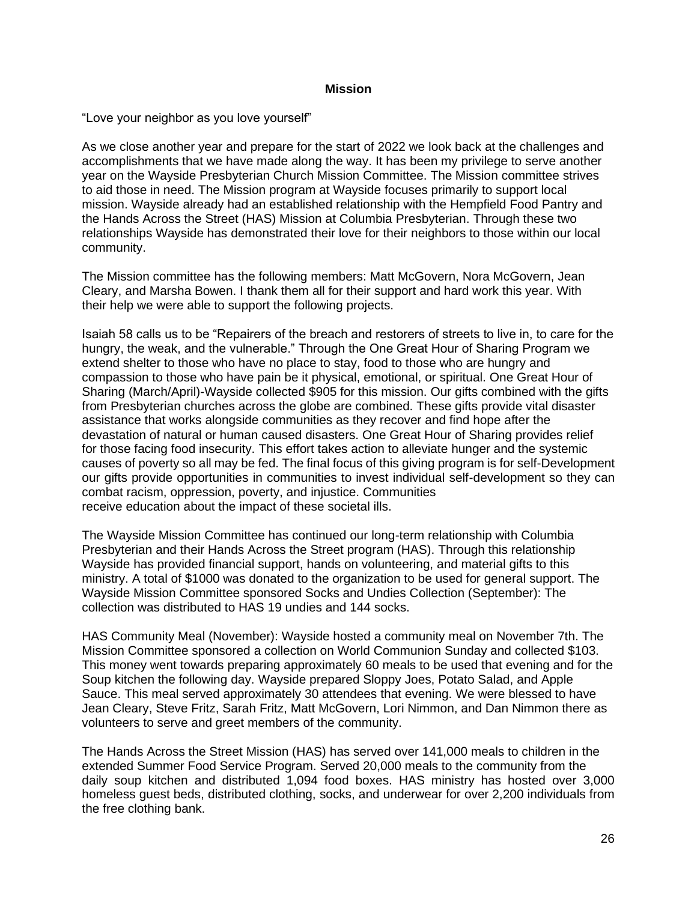## Mission

“Love your neighbor as you love yourself”

As we close another year and prepare for the start of 2022 we look back at the challenges and accomplishments that we have made along the way. It has been my privilege to serve another year on the Wayside Presbyterian Church Mission Committee. The Mission committee strives to aid those in need. The Mission program at Wayside focuses primarily to support local mission. Wayside already had an established relationship with the Hempfield Food Pantry and the Hands Across the Street (HAS) Mission at Columbia Presbyterian. Through these two relationships Wayside has demonstrated their love for their neighbors to those within our local community.

The Mission committee has the following members: Matt McGovern, Nora McGovern, Jean Cleary, and Marsha Bowen. I thank them all for their support and hard work this year. With their help we were able to support the following projects.

Isaiah 58 calls us to be “Repairers of the breach and restorers of streets to live in, to care for the hungry, the weak, and the vulnerable.” Through the One Great Hour of Sharing Program we extend shelter to those who have no place to stay, food to those who are hungry and compassion to those who have pain be it physical, emotional, or spiritual. One Great Hour of Sharing (March/April)-Wayside collected $905 for this mission. Our gifts combined with the gifts from Presbyterian churches across the globe are combined. These gifts provide vital disaster assistance that works alongside communities as they recover and find hope after the devastation of natural or human caused disasters. One Great Hour of Sharing provides relief for those facing food insecurity. This effort takes action to alleviate hunger and the systemic causes of poverty so all may be fed. The final focus of this giving program is for self-Development our gifts provide opportunities in communities to invest individual self-development so they can combat racism, oppression, poverty, and injustice. Communities receive education about the impact of these societal ills.

The Wayside Mission Committee has continued our long-term relationship with Columbia Presbyterian and their Hands Across the Street program (HAS). Through this relationship Wayside has provided financial support, hands on volunteering, and material gifts to this ministry. A total of $1000 was donated to the organization to be used for general support. The Wayside Mission Committee sponsored Socks and Undies Collection (September): The collection was distributed to HAS 19 undies and 144 socks.

HAS Community Meal (November): Wayside hosted a community meal on November 7th. The Mission Committee sponsored a collection on World Communion Sunday and collected $103. This money went towards preparing approximately 60 meals to be used that evening and for the Soup kitchen the following day. Wayside prepared Sloppy Joes, Potato Salad, and Apple Sauce. This meal served approximately 30 attendees that evening. We were blessed to have Jean Cleary, Steve Fritz, Sarah Fritz, Matt McGovern, Lori Nimmon, and Dan Nimmon there as volunteers to serve and greet members of the community.

The Hands Across the Street Mission (HAS) has served over 141,000 meals to children in the extended Summer Food Service Program. Served 20,000 meals to the community from the daily soup kitchen and distributed 1,094 food boxes. HAS ministry has hosted over 3,000 homeless guest beds, distributed clothing, socks, and underwear for over 2,200 individuals from the free clothing bank.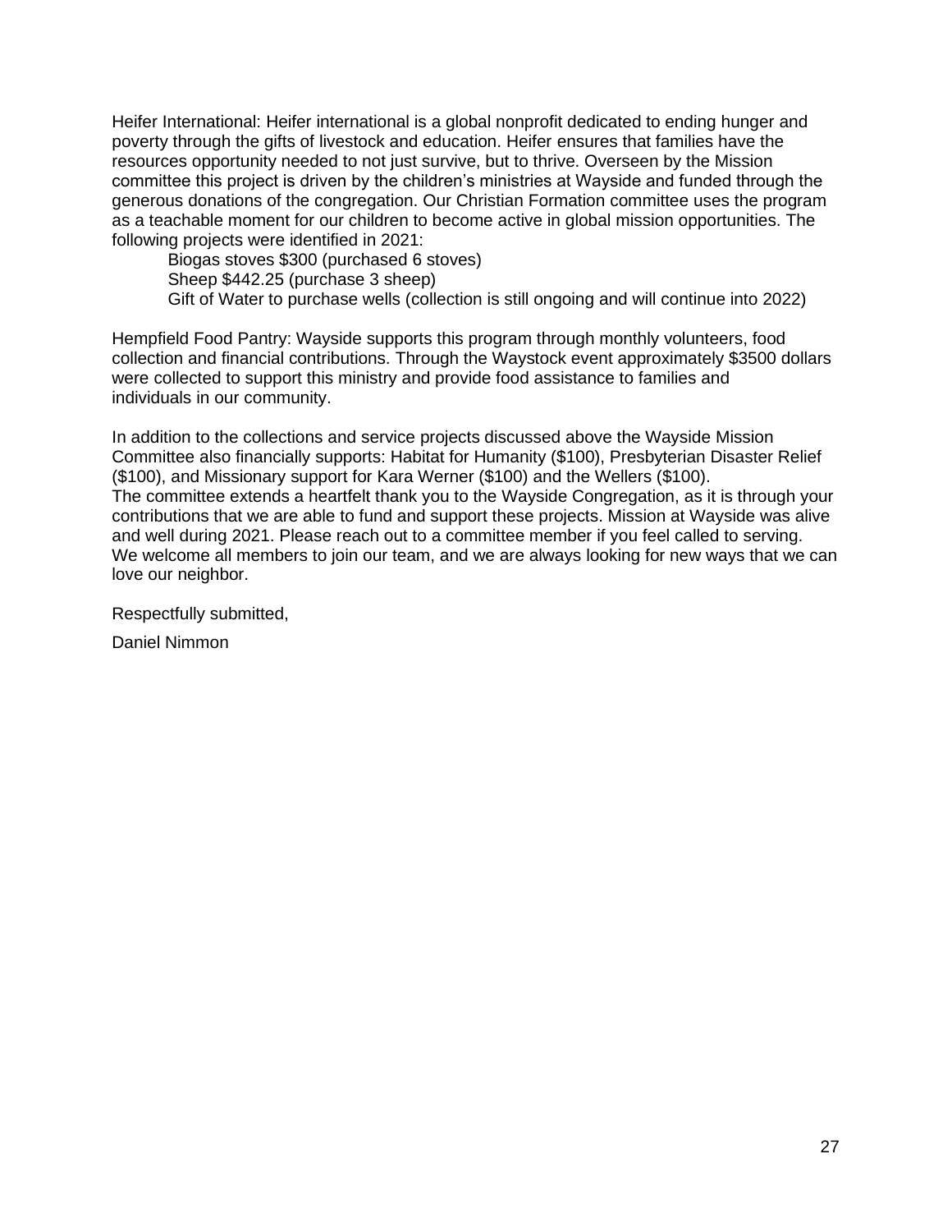Heifer International: Heifer international is a global nonprofit dedicated to ending hunger and poverty through the gifts of livestock and education. Heifer ensures that families have the resources opportunity needed to not just survive, but to thrive. Overseen by the Mission committee this project is driven by the children's ministries at Wayside and funded through the generous donations of the congregation. Our Christian Formation committee uses the program as a teachable moment for our children to become active in global mission opportunities. The following projects were identified in 2021:

Biogas stoves $300 (purchased 6 stoves)
Sheep $442.25 (purchase 3 sheep)
Gift of Water to purchase wells (collection is still ongoing and will continue into 2022)

Hempfield Food Pantry: Wayside supports this program through monthly volunteers, food collection and financial contributions. Through the Waystock event approximately $3500 dollars were collected to support this ministry and provide food assistance to families and individuals in our community.

In addition to the collections and service projects discussed above the Wayside Mission Committee also financially supports: Habitat for Humanity ($100), Presbyterian Disaster Relief ($100), and Missionary support for Kara Werner ($100) and the Wellers ($100).
The committee extends a heartfelt thank you to the Wayside Congregation, as it is through your contributions that we are able to fund and support these projects. Mission at Wayside was alive and well during 2021. Please reach out to a committee member if you feel called to serving. We welcome all members to join our team, and we are always looking for new ways that we can love our neighbor.

Respectfully submitted,

Daniel Nimmon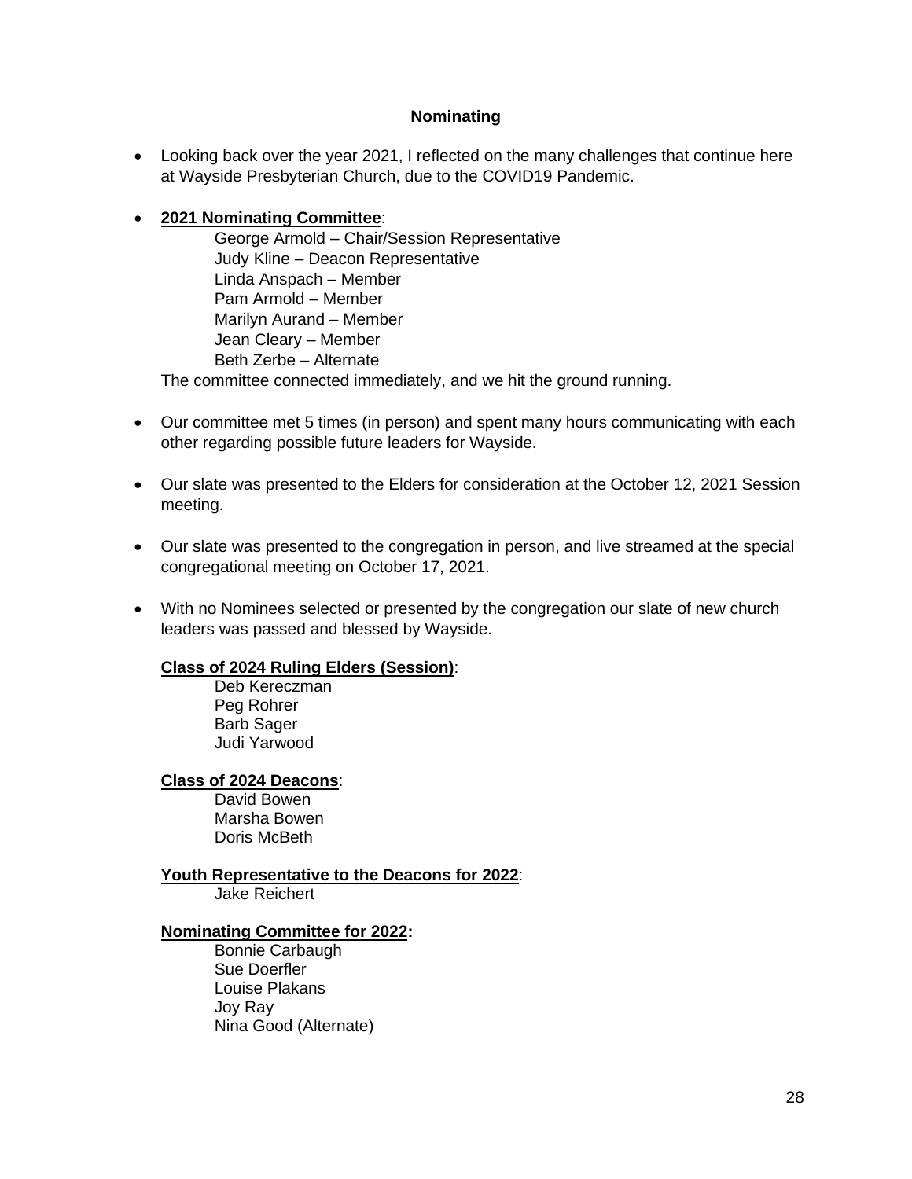## Nominating

- Looking back over the year 2021, I reflected on the many challenges that continue here at Wayside Presbyterian Church, due to the COVID19 Pandemic.

- **2021 Nominating Committee**:
  George Armold – Chair/Session Representative
  Judy Kline – Deacon Representative
  Linda Anspach – Member
  Pam Armold – Member
  Marilyn Aurand – Member
  Jean Cleary – Member
  Beth Zerbe – Alternate

  The committee connected immediately, and we hit the ground running.

- Our committee met 5 times (in person) and spent many hours communicating with each other regarding possible future leaders for Wayside.

- Our slate was presented to the Elders for consideration at the October 12, 2021 Session meeting.

- Our slate was presented to the congregation in person, and live streamed at the special congregational meeting on October 17, 2021.

- With no Nominees selected or presented by the congregation our slate of new church leaders was passed and blessed by Wayside.

  **Class of 2024 Ruling Elders (Session)**:
  Deb Kereczman
  Peg Rohrer
  Barb Sager
  Judi Yarwood

  **Class of 2024 Deacons**:
  David Bowen
  Marsha Bowen
  Doris McBeth

  **Youth Representative to the Deacons for 2022**:
  Jake Reichert

  **Nominating Committee for 2022:**
  Bonnie Carbaugh
  Sue Doerfler
  Louise Plakans
  Joy Ray
  Nina Good (Alternate)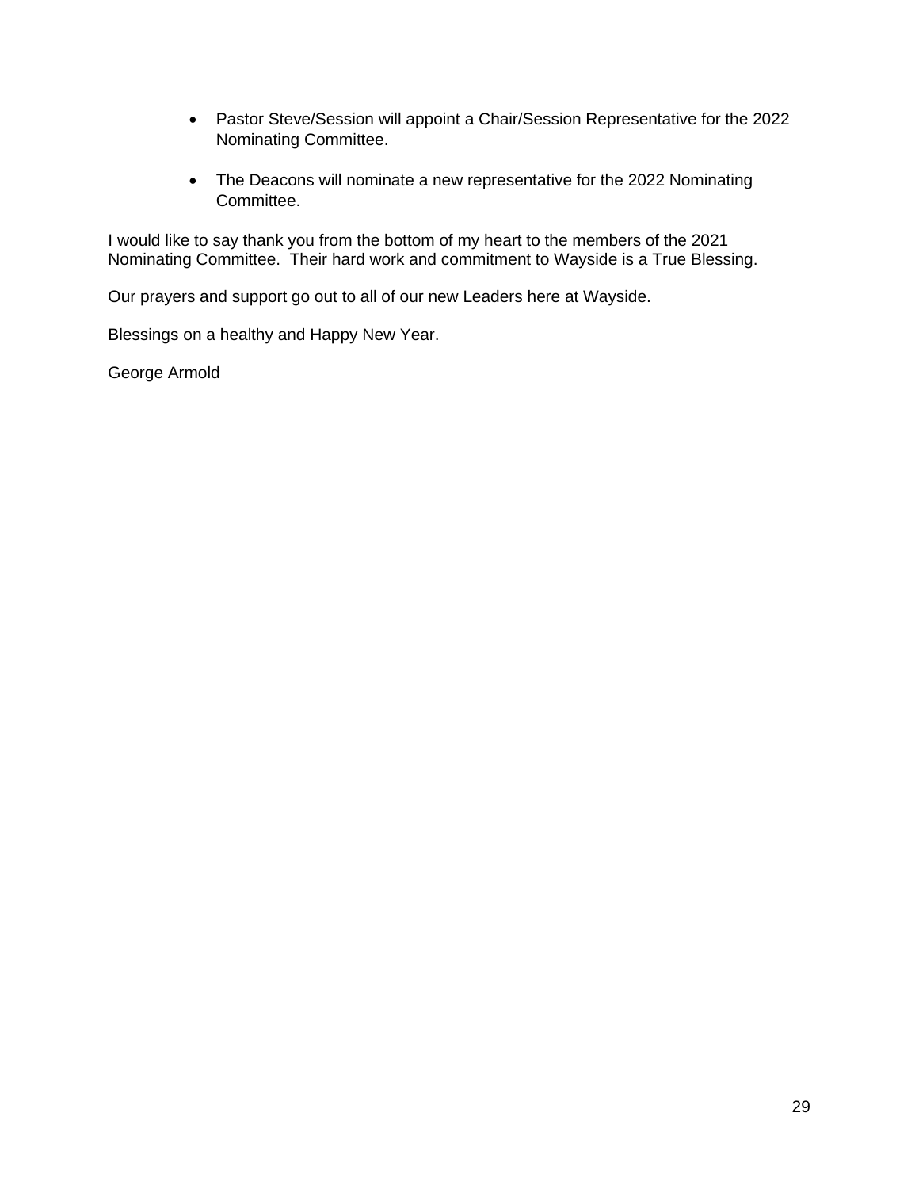- Pastor Steve/Session will appoint a Chair/Session Representative for the 2022 Nominating Committee.

- The Deacons will nominate a new representative for the 2022 Nominating Committee.

I would like to say thank you from the bottom of my heart to the members of the 2021 Nominating Committee.  Their hard work and commitment to Wayside is a True Blessing.

Our prayers and support go out to all of our new Leaders here at Wayside.

Blessings on a healthy and Happy New Year.

George Armold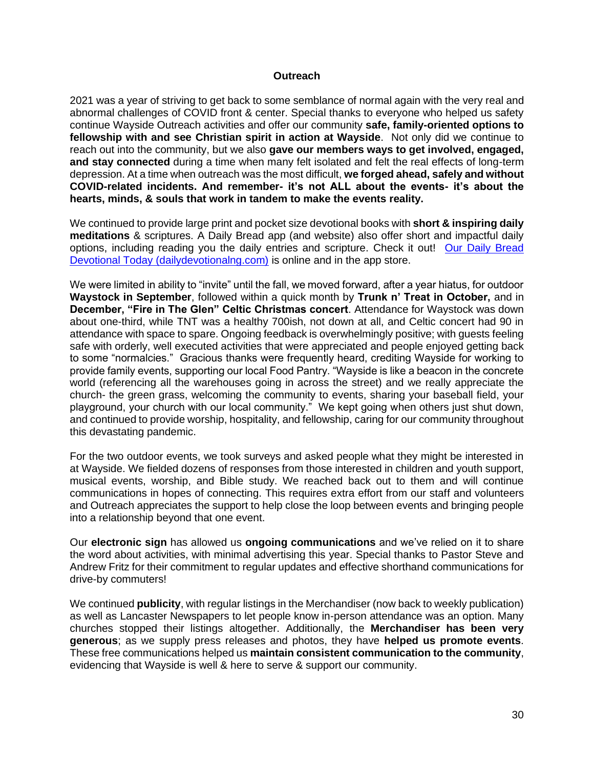## Outreach

2021 was a year of striving to get back to some semblance of normal again with the very real and abnormal challenges of COVID front & center. Special thanks to everyone who helped us safety continue Wayside Outreach activities and offer our community **safe, family-oriented options to fellowship with and see Christian spirit in action at Wayside**. Not only did we continue to reach out into the community, but we also **gave our members ways to get involved, engaged, and stay connected** during a time when many felt isolated and felt the real effects of long-term depression. At a time when outreach was the most difficult, **we forged ahead, safely and without COVID-related incidents. And remember- it's not ALL about the events- it's about the hearts, minds, & souls that work in tandem to make the events reality.**

We continued to provide large print and pocket size devotional books with **short & inspiring daily meditations** & scriptures. A Daily Bread app (and website) also offer short and impactful daily options, including reading you the daily entries and scripture. Check it out! [Our Daily Bread Devotional Today (dailydevotionalng.com)](dailydevotionalng.com) is online and in the app store.

We were limited in ability to "invite" until the fall, we moved forward, after a year hiatus, for outdoor **Waystock in September**, followed within a quick month by **Trunk n' Treat in October,** and in **December, "Fire in The Glen" Celtic Christmas concert**. Attendance for Waystock was down about one-third, while TNT was a healthy 700ish, not down at all, and Celtic concert had 90 in attendance with space to spare. Ongoing feedback is overwhelmingly positive; with guests feeling safe with orderly, well executed activities that were appreciated and people enjoyed getting back to some "normalcies." Gracious thanks were frequently heard, crediting Wayside for working to provide family events, supporting our local Food Pantry. "Wayside is like a beacon in the concrete world (referencing all the warehouses going in across the street) and we really appreciate the church- the green grass, welcoming the community to events, sharing your baseball field, your playground, your church with our local community." We kept going when others just shut down, and continued to provide worship, hospitality, and fellowship, caring for our community throughout this devastating pandemic.

For the two outdoor events, we took surveys and asked people what they might be interested in at Wayside. We fielded dozens of responses from those interested in children and youth support, musical events, worship, and Bible study. We reached back out to them and will continue communications in hopes of connecting. This requires extra effort from our staff and volunteers and Outreach appreciates the support to help close the loop between events and bringing people into a relationship beyond that one event.

Our **electronic sign** has allowed us **ongoing communications** and we've relied on it to share the word about activities, with minimal advertising this year. Special thanks to Pastor Steve and Andrew Fritz for their commitment to regular updates and effective shorthand communications for drive-by commuters!

We continued **publicity**, with regular listings in the Merchandiser (now back to weekly publication) as well as Lancaster Newspapers to let people know in-person attendance was an option. Many churches stopped their listings altogether. Additionally, the **Merchandiser has been very generous**; as we supply press releases and photos, they have **helped us promote events**. These free communications helped us **maintain consistent communication to the community**, evidencing that Wayside is well & here to serve & support our community.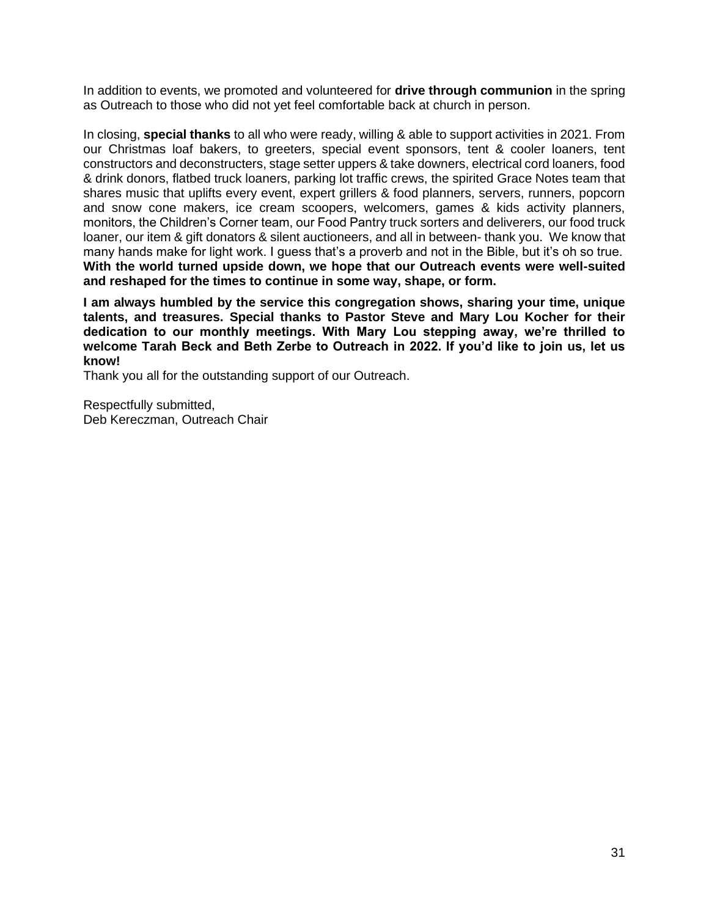In addition to events, we promoted and volunteered for **drive through communion** in the spring as Outreach to those who did not yet feel comfortable back at church in person.

In closing, **special thanks** to all who were ready, willing & able to support activities in 2021. From our Christmas loaf bakers, to greeters, special event sponsors, tent & cooler loaners, tent constructors and deconstructers, stage setter uppers & take downers, electrical cord loaners, food & drink donors, flatbed truck loaners, parking lot traffic crews, the spirited Grace Notes team that shares music that uplifts every event, expert grillers & food planners, servers, runners, popcorn and snow cone makers, ice cream scoopers, welcomers, games & kids activity planners, monitors, the Children's Corner team, our Food Pantry truck sorters and deliverers, our food truck loaner, our item & gift donators & silent auctioneers, and all in between- thank you. We know that many hands make for light work. I guess that's a proverb and not in the Bible, but it's oh so true. **With the world turned upside down, we hope that our Outreach events were well-suited and reshaped for the times to continue in some way, shape, or form.**

**I am always humbled by the service this congregation shows, sharing your time, unique talents, and treasures. Special thanks to Pastor Steve and Mary Lou Kocher for their dedication to our monthly meetings. With Mary Lou stepping away, we're thrilled to welcome Tarah Beck and Beth Zerbe to Outreach in 2022. If you'd like to join us, let us know!**

Thank you all for the outstanding support of our Outreach.

Respectfully submitted,
Deb Kereczman, Outreach Chair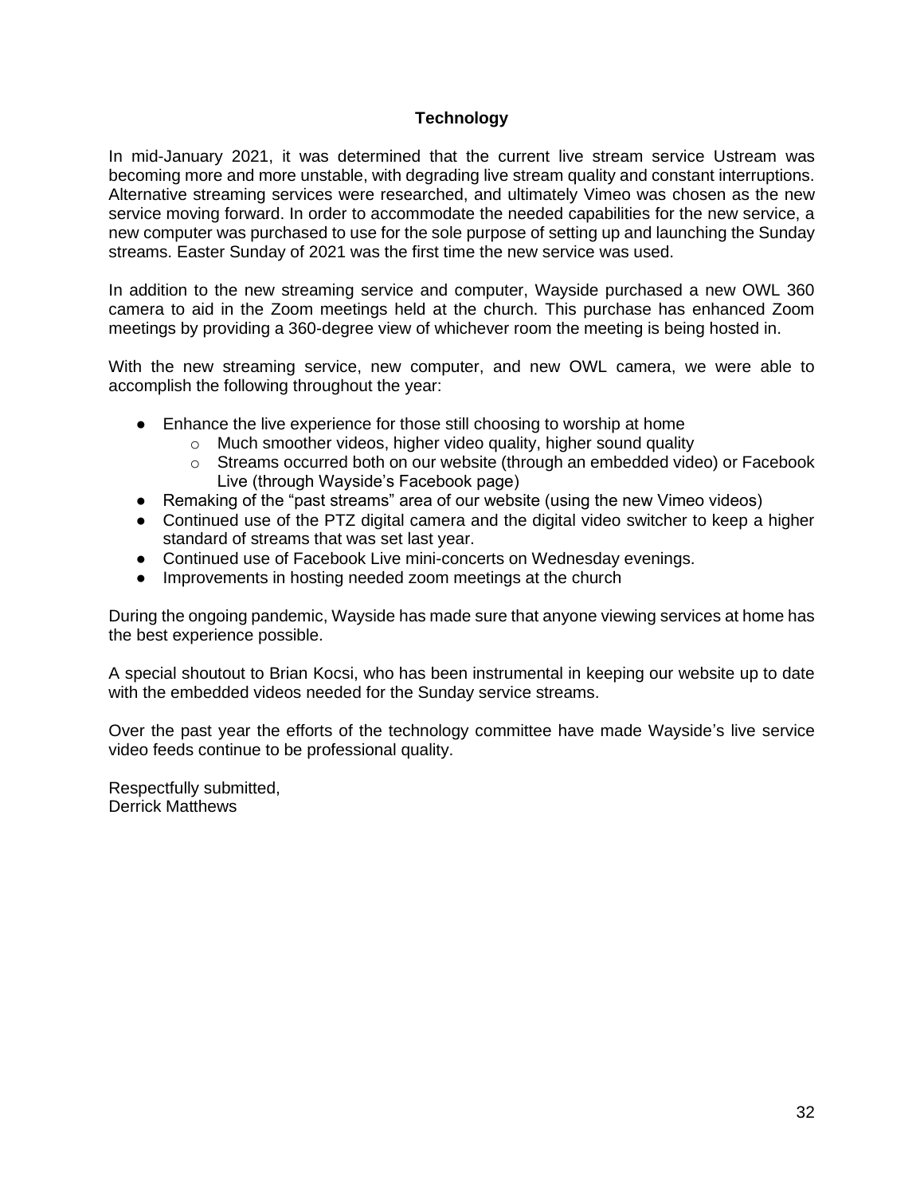## Technology

In mid-January 2021, it was determined that the current live stream service Ustream was becoming more and more unstable, with degrading live stream quality and constant interruptions. Alternative streaming services were researched, and ultimately Vimeo was chosen as the new service moving forward. In order to accommodate the needed capabilities for the new service, a new computer was purchased to use for the sole purpose of setting up and launching the Sunday streams. Easter Sunday of 2021 was the first time the new service was used.

In addition to the new streaming service and computer, Wayside purchased a new OWL 360 camera to aid in the Zoom meetings held at the church. This purchase has enhanced Zoom meetings by providing a 360-degree view of whichever room the meeting is being hosted in.

With the new streaming service, new computer, and new OWL camera, we were able to accomplish the following throughout the year:

- Enhance the live experience for those still choosing to worship at home
  - Much smoother videos, higher video quality, higher sound quality
  - Streams occurred both on our website (through an embedded video) or Facebook Live (through Wayside's Facebook page)
- Remaking of the "past streams" area of our website (using the new Vimeo videos)
- Continued use of the PTZ digital camera and the digital video switcher to keep a higher standard of streams that was set last year.
- Continued use of Facebook Live mini-concerts on Wednesday evenings.
- Improvements in hosting needed zoom meetings at the church

During the ongoing pandemic, Wayside has made sure that anyone viewing services at home has the best experience possible.

A special shoutout to Brian Kocsi, who has been instrumental in keeping our website up to date with the embedded videos needed for the Sunday service streams.

Over the past year the efforts of the technology committee have made Wayside's live service video feeds continue to be professional quality.

Respectfully submitted,
Derrick Matthews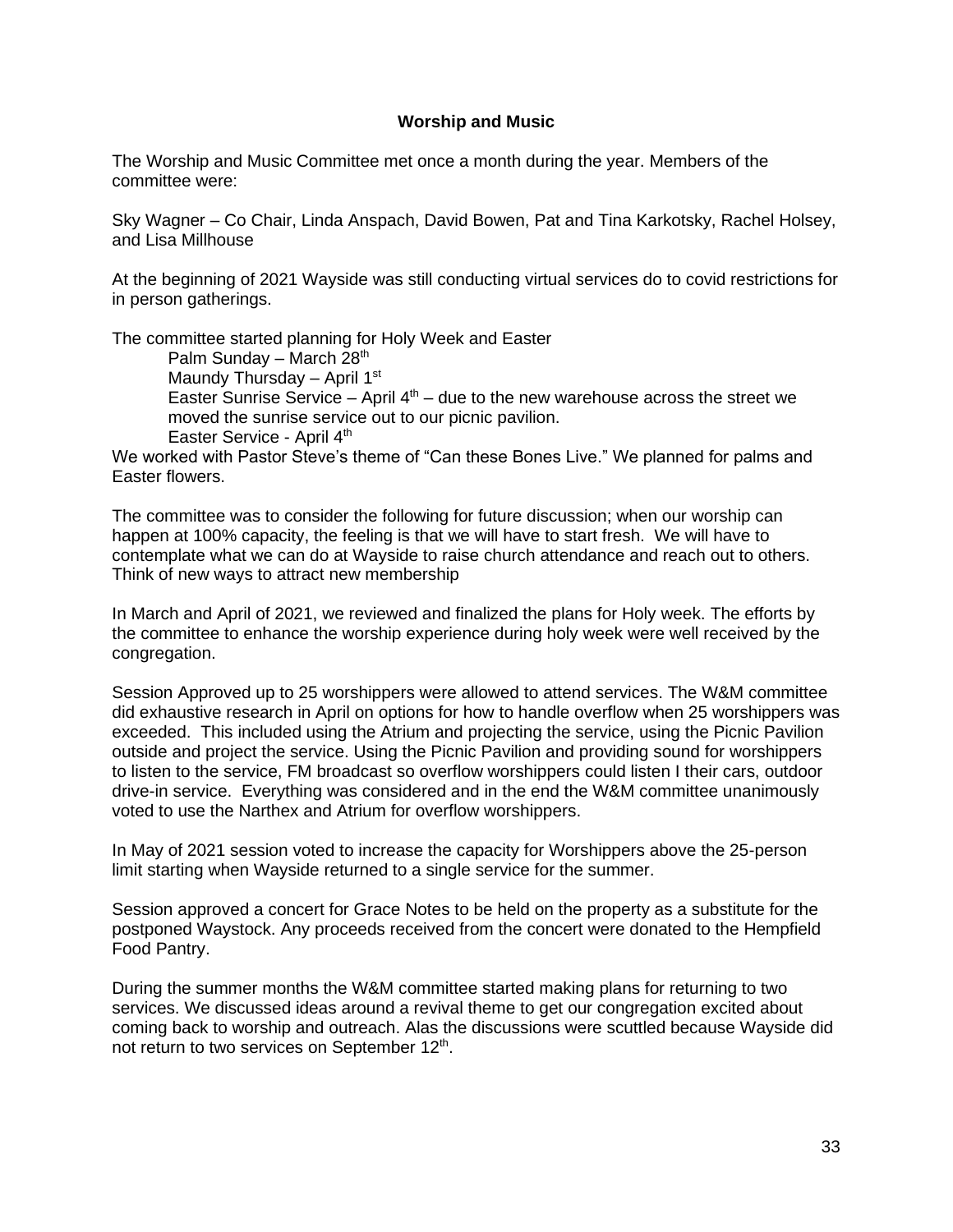**Worship and Music**

The Worship and Music Committee met once a month during the year. Members of the committee were:

Sky Wagner – Co Chair, Linda Anspach, David Bowen, Pat and Tina Karkotsky, Rachel Holsey, and Lisa Millhouse

At the beginning of 2021 Wayside was still conducting virtual services do to covid restrictions for in person gatherings.

The committee started planning for Holy Week and Easter

Palm Sunday – March 28th
Maundy Thursday – April 1st
Easter Sunrise Service – April 4th – due to the new warehouse across the street we moved the sunrise service out to our picnic pavilion.
Easter Service - April 4th

We worked with Pastor Steve's theme of "Can these Bones Live." We planned for palms and Easter flowers.

The committee was to consider the following for future discussion; when our worship can happen at 100% capacity, the feeling is that we will have to start fresh. We will have to contemplate what we can do at Wayside to raise church attendance and reach out to others. Think of new ways to attract new membership

In March and April of 2021, we reviewed and finalized the plans for Holy week. The efforts by the committee to enhance the worship experience during holy week were well received by the congregation.

Session Approved up to 25 worshippers were allowed to attend services. The W&M committee did exhaustive research in April on options for how to handle overflow when 25 worshippers was exceeded. This included using the Atrium and projecting the service, using the Picnic Pavilion outside and project the service. Using the Picnic Pavilion and providing sound for worshippers to listen to the service, FM broadcast so overflow worshippers could listen I their cars, outdoor drive-in service. Everything was considered and in the end the W&M committee unanimously voted to use the Narthex and Atrium for overflow worshippers.

In May of 2021 session voted to increase the capacity for Worshippers above the 25-person limit starting when Wayside returned to a single service for the summer.

Session approved a concert for Grace Notes to be held on the property as a substitute for the postponed Waystock. Any proceeds received from the concert were donated to the Hempfield Food Pantry.

During the summer months the W&M committee started making plans for returning to two services. We discussed ideas around a revival theme to get our congregation excited about coming back to worship and outreach. Alas the discussions were scuttled because Wayside did not return to two services on September 12th.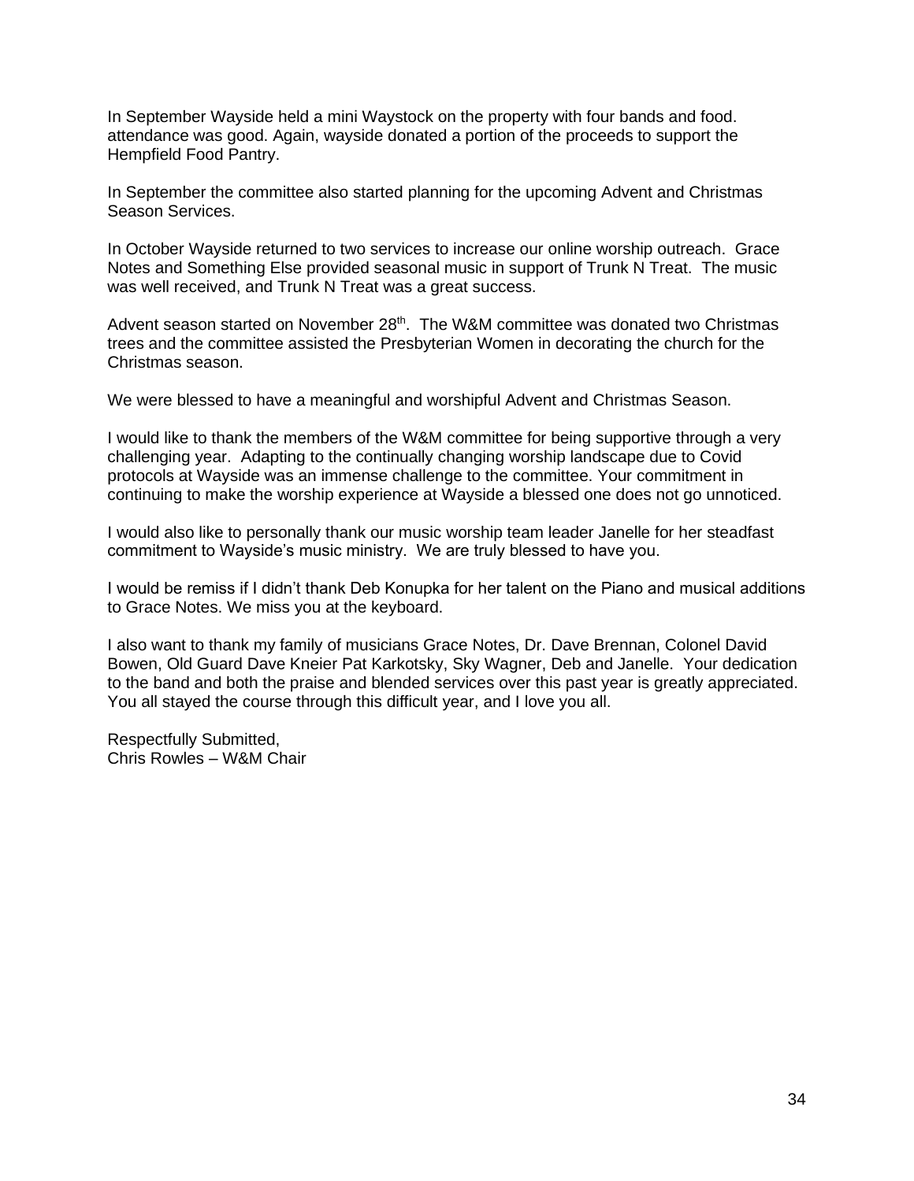In September Wayside held a mini Waystock on the property with four bands and food. attendance was good. Again, wayside donated a portion of the proceeds to support the Hempfield Food Pantry.

In September the committee also started planning for the upcoming Advent and Christmas Season Services.

In October Wayside returned to two services to increase our online worship outreach. Grace Notes and Something Else provided seasonal music in support of Trunk N Treat. The music was well received, and Trunk N Treat was a great success.

Advent season started on November 28th. The W&M committee was donated two Christmas trees and the committee assisted the Presbyterian Women in decorating the church for the Christmas season.

We were blessed to have a meaningful and worshipful Advent and Christmas Season.

I would like to thank the members of the W&M committee for being supportive through a very challenging year. Adapting to the continually changing worship landscape due to Covid protocols at Wayside was an immense challenge to the committee. Your commitment in continuing to make the worship experience at Wayside a blessed one does not go unnoticed.

I would also like to personally thank our music worship team leader Janelle for her steadfast commitment to Wayside's music ministry. We are truly blessed to have you.

I would be remiss if I didn't thank Deb Konupka for her talent on the Piano and musical additions to Grace Notes. We miss you at the keyboard.

I also want to thank my family of musicians Grace Notes, Dr. Dave Brennan, Colonel David Bowen, Old Guard Dave Kneier Pat Karkotsky, Sky Wagner, Deb and Janelle. Your dedication to the band and both the praise and blended services over this past year is greatly appreciated. You all stayed the course through this difficult year, and I love you all.

Respectfully Submitted,
Chris Rowles – W&M Chair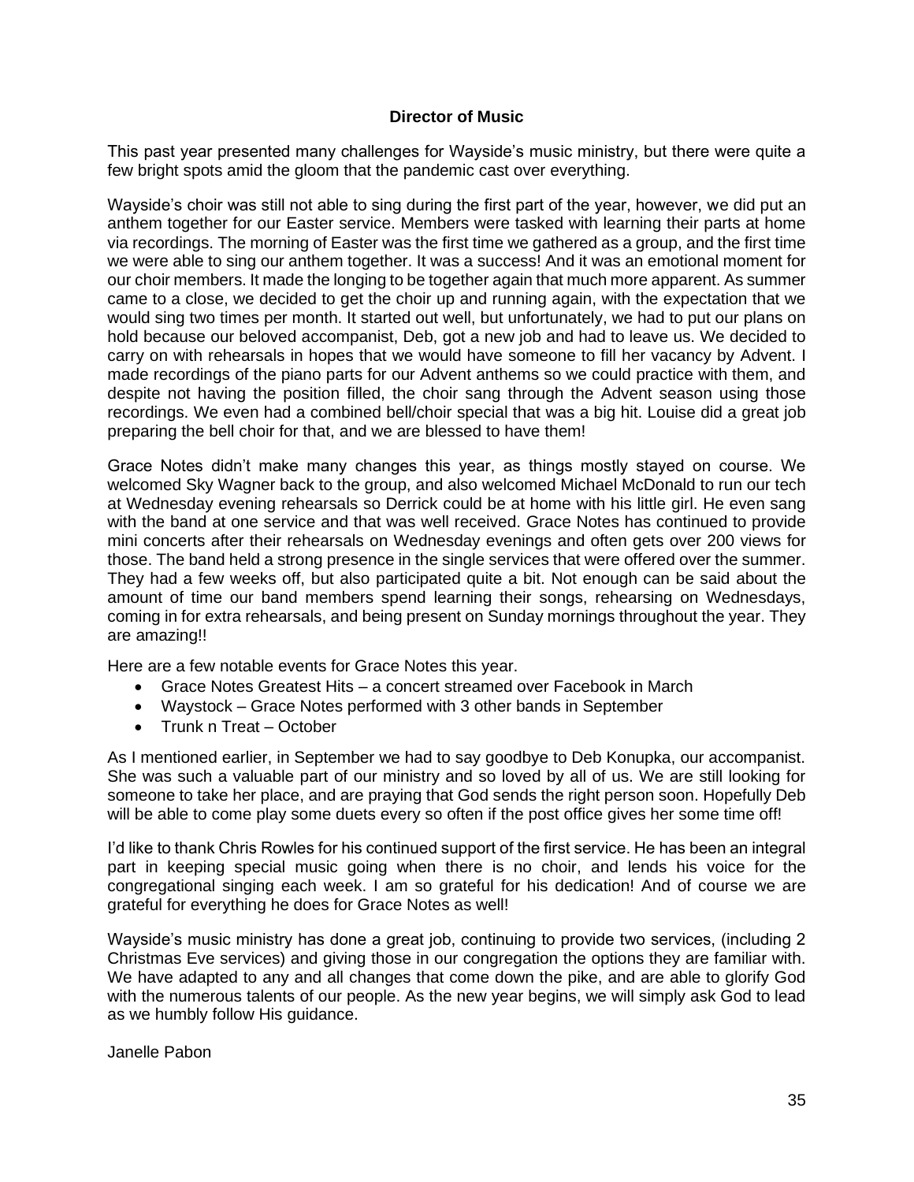## Director of Music

This past year presented many challenges for Wayside's music ministry, but there were quite a few bright spots amid the gloom that the pandemic cast over everything.

Wayside's choir was still not able to sing during the first part of the year, however, we did put an anthem together for our Easter service. Members were tasked with learning their parts at home via recordings. The morning of Easter was the first time we gathered as a group, and the first time we were able to sing our anthem together. It was a success! And it was an emotional moment for our choir members. It made the longing to be together again that much more apparent. As summer came to a close, we decided to get the choir up and running again, with the expectation that we would sing two times per month. It started out well, but unfortunately, we had to put our plans on hold because our beloved accompanist, Deb, got a new job and had to leave us. We decided to carry on with rehearsals in hopes that we would have someone to fill her vacancy by Advent. I made recordings of the piano parts for our Advent anthems so we could practice with them, and despite not having the position filled, the choir sang through the Advent season using those recordings. We even had a combined bell/choir special that was a big hit. Louise did a great job preparing the bell choir for that, and we are blessed to have them!

Grace Notes didn't make many changes this year, as things mostly stayed on course. We welcomed Sky Wagner back to the group, and also welcomed Michael McDonald to run our tech at Wednesday evening rehearsals so Derrick could be at home with his little girl. He even sang with the band at one service and that was well received. Grace Notes has continued to provide mini concerts after their rehearsals on Wednesday evenings and often gets over 200 views for those. The band held a strong presence in the single services that were offered over the summer. They had a few weeks off, but also participated quite a bit. Not enough can be said about the amount of time our band members spend learning their songs, rehearsing on Wednesdays, coming in for extra rehearsals, and being present on Sunday mornings throughout the year. They are amazing!!

Here are a few notable events for Grace Notes this year.

- Grace Notes Greatest Hits – a concert streamed over Facebook in March
- Waystock – Grace Notes performed with 3 other bands in September
- Trunk n Treat – October

As I mentioned earlier, in September we had to say goodbye to Deb Konupka, our accompanist. She was such a valuable part of our ministry and so loved by all of us. We are still looking for someone to take her place, and are praying that God sends the right person soon. Hopefully Deb will be able to come play some duets every so often if the post office gives her some time off!

I'd like to thank Chris Rowles for his continued support of the first service. He has been an integral part in keeping special music going when there is no choir, and lends his voice for the congregational singing each week. I am so grateful for his dedication! And of course we are grateful for everything he does for Grace Notes as well!

Wayside's music ministry has done a great job, continuing to provide two services, (including 2 Christmas Eve services) and giving those in our congregation the options they are familiar with. We have adapted to any and all changes that come down the pike, and are able to glorify God with the numerous talents of our people. As the new year begins, we will simply ask God to lead as we humbly follow His guidance.

Janelle Pabon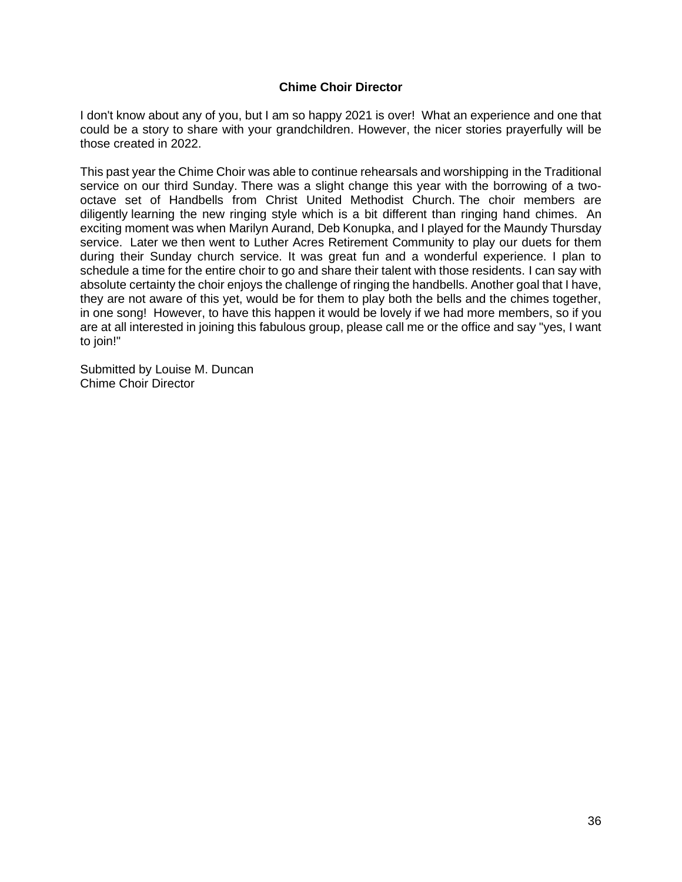## Chime Choir Director

I don't know about any of you, but I am so happy 2021 is over! What an experience and one that could be a story to share with your grandchildren. However, the nicer stories prayerfully will be those created in 2022.

This past year the Chime Choir was able to continue rehearsals and worshipping in the Traditional service on our third Sunday. There was a slight change this year with the borrowing of a two-octave set of Handbells from Christ United Methodist Church. The choir members are diligently learning the new ringing style which is a bit different than ringing hand chimes. An exciting moment was when Marilyn Aurand, Deb Konupka, and I played for the Maundy Thursday service. Later we then went to Luther Acres Retirement Community to play our duets for them during their Sunday church service. It was great fun and a wonderful experience. I plan to schedule a time for the entire choir to go and share their talent with those residents. I can say with absolute certainty the choir enjoys the challenge of ringing the handbells. Another goal that I have, they are not aware of this yet, would be for them to play both the bells and the chimes together, in one song! However, to have this happen it would be lovely if we had more members, so if you are at all interested in joining this fabulous group, please call me or the office and say "yes, I want to join!"

Submitted by Louise M. Duncan
Chime Choir Director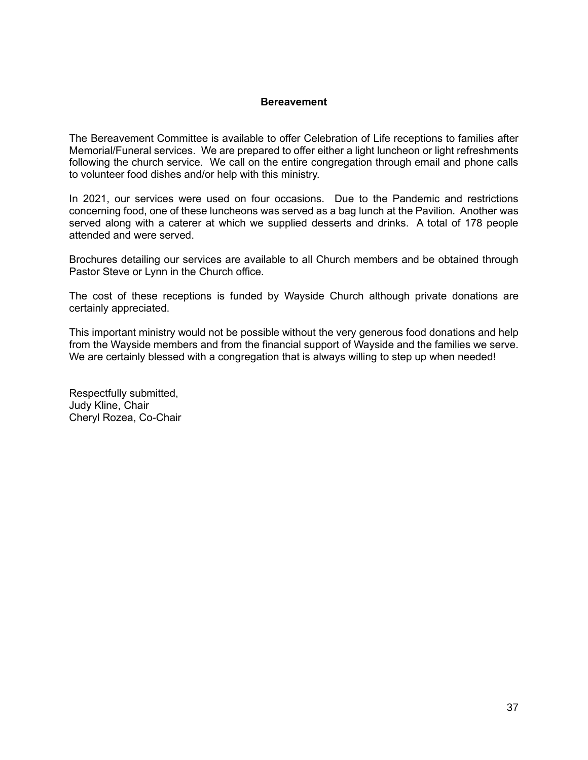## Bereavement

The Bereavement Committee is available to offer Celebration of Life receptions to families after Memorial/Funeral services. We are prepared to offer either a light luncheon or light refreshments following the church service. We call on the entire congregation through email and phone calls to volunteer food dishes and/or help with this ministry.

In 2021, our services were used on four occasions. Due to the Pandemic and restrictions concerning food, one of these luncheons was served as a bag lunch at the Pavilion. Another was served along with a caterer at which we supplied desserts and drinks. A total of 178 people attended and were served.

Brochures detailing our services are available to all Church members and be obtained through Pastor Steve or Lynn in the Church office.

The cost of these receptions is funded by Wayside Church although private donations are certainly appreciated.

This important ministry would not be possible without the very generous food donations and help from the Wayside members and from the financial support of Wayside and the families we serve. We are certainly blessed with a congregation that is always willing to step up when needed!

Respectfully submitted,
Judy Kline, Chair
Cheryl Rozea, Co-Chair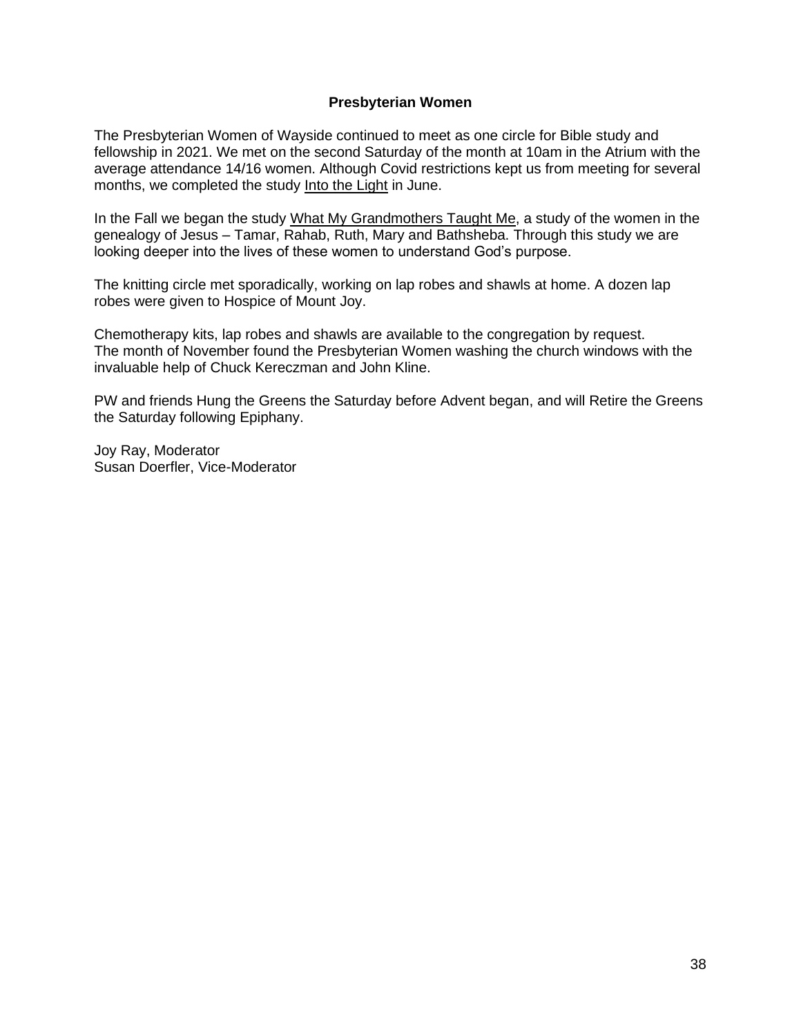**Presbyterian Women**

The Presbyterian Women of Wayside continued to meet as one circle for Bible study and fellowship in 2021. We met on the second Saturday of the month at 10am in the Atrium with the average attendance 14/16 women. Although Covid restrictions kept us from meeting for several months, we completed the study Into the Light in June.

In the Fall we began the study What My Grandmothers Taught Me, a study of the women in the genealogy of Jesus – Tamar, Rahab, Ruth, Mary and Bathsheba. Through this study we are looking deeper into the lives of these women to understand God's purpose.

The knitting circle met sporadically, working on lap robes and shawls at home. A dozen lap robes were given to Hospice of Mount Joy.

Chemotherapy kits, lap robes and shawls are available to the congregation by request.
The month of November found the Presbyterian Women washing the church windows with the invaluable help of Chuck Kereczman and John Kline.

PW and friends Hung the Greens the Saturday before Advent began, and will Retire the Greens the Saturday following Epiphany.

Joy Ray, Moderator
Susan Doerfler, Vice-Moderator